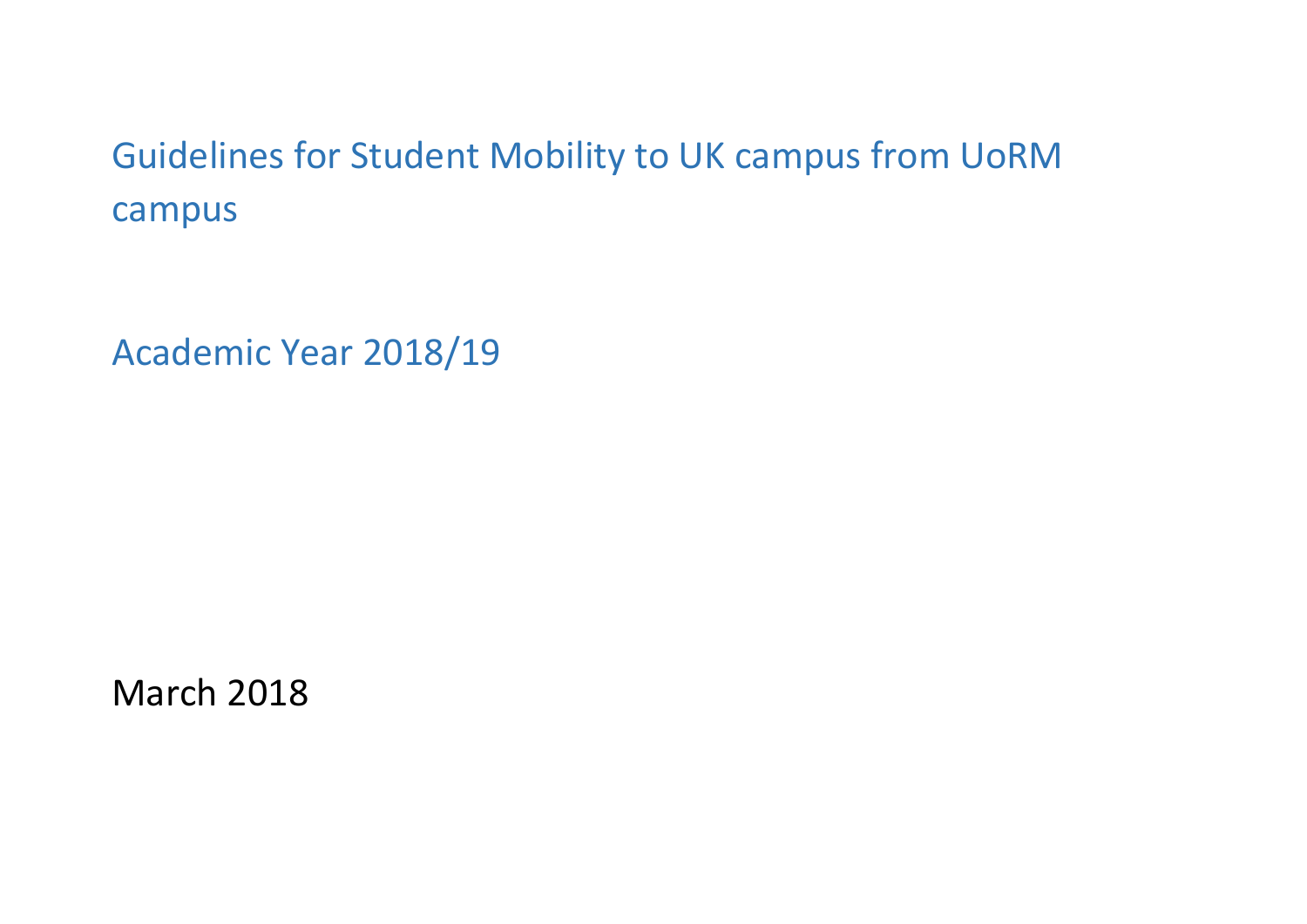# Guidelines for Student Mobility to UK campus from UoRM campus

## Academic Year 2018/19

March 2018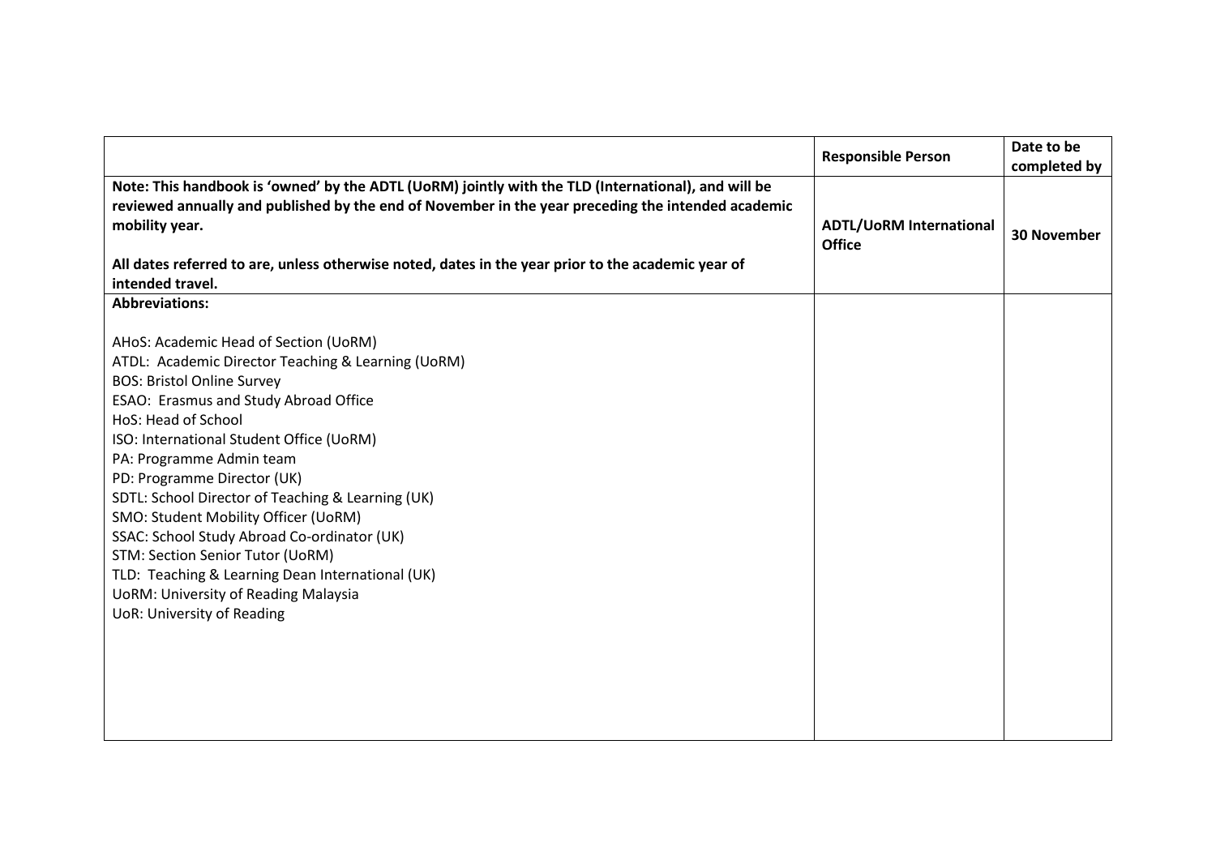| | Responsible Person | Date to be completed by |
|---|---|---|
| **Note: This handbook is 'owned' by the ADTL (UoRM) jointly with the TLD (International), and will be reviewed annually and published by the end of November in the year preceding the intended academic mobility year.**<br><br>**All dates referred to are, unless otherwise noted, dates in the year prior to the academic year of intended travel.** | **ADTL/UoRM International Office** | **30 November** |
| **Abbreviations:**<br><br>AHoS: Academic Head of Section (UoRM)<br>ATDL: Academic Director Teaching & Learning (UoRM)<br>BOS: Bristol Online Survey<br>ESAO: Erasmus and Study Abroad Office<br>HoS: Head of School<br>ISO: International Student Office (UoRM)<br>PA: Programme Admin team<br>PD: Programme Director (UK)<br>SDTL: School Director of Teaching & Learning (UK)<br>SMO: Student Mobility Officer (UoRM)<br>SSAC: School Study Abroad Co-ordinator (UK)<br>STM: Section Senior Tutor (UoRM)<br>TLD: Teaching & Learning Dean International (UK)<br>UoRM: University of Reading Malaysia<br>UoR: University of Reading | | |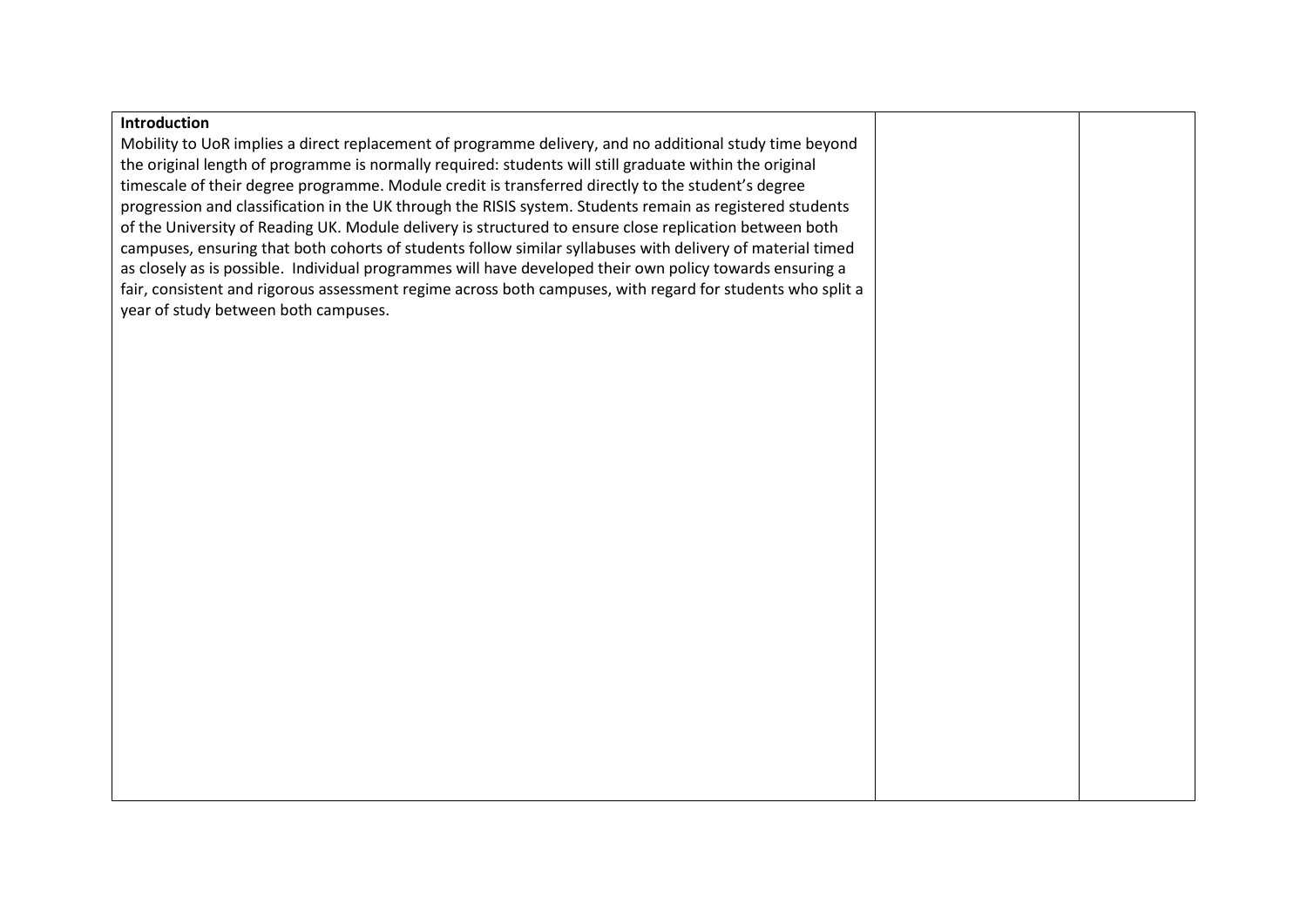| **Introduction**<br>Mobility to UoR implies a direct replacement of programme delivery, and no additional study time beyond the original length of programme is normally required: students will still graduate within the original timescale of their degree programme. Module credit is transferred directly to the student's degree progression and classification in the UK through the RISIS system. Students remain as registered students of the University of Reading UK. Module delivery is structured to ensure close replication between both campuses, ensuring that both cohorts of students follow similar syllabuses with delivery of material timed as closely as is possible. Individual programmes will have developed their own policy towards ensuring a fair, consistent and rigorous assessment regime across both campuses, with regard for students who split a year of study between both campuses. | | |
|---|---|---|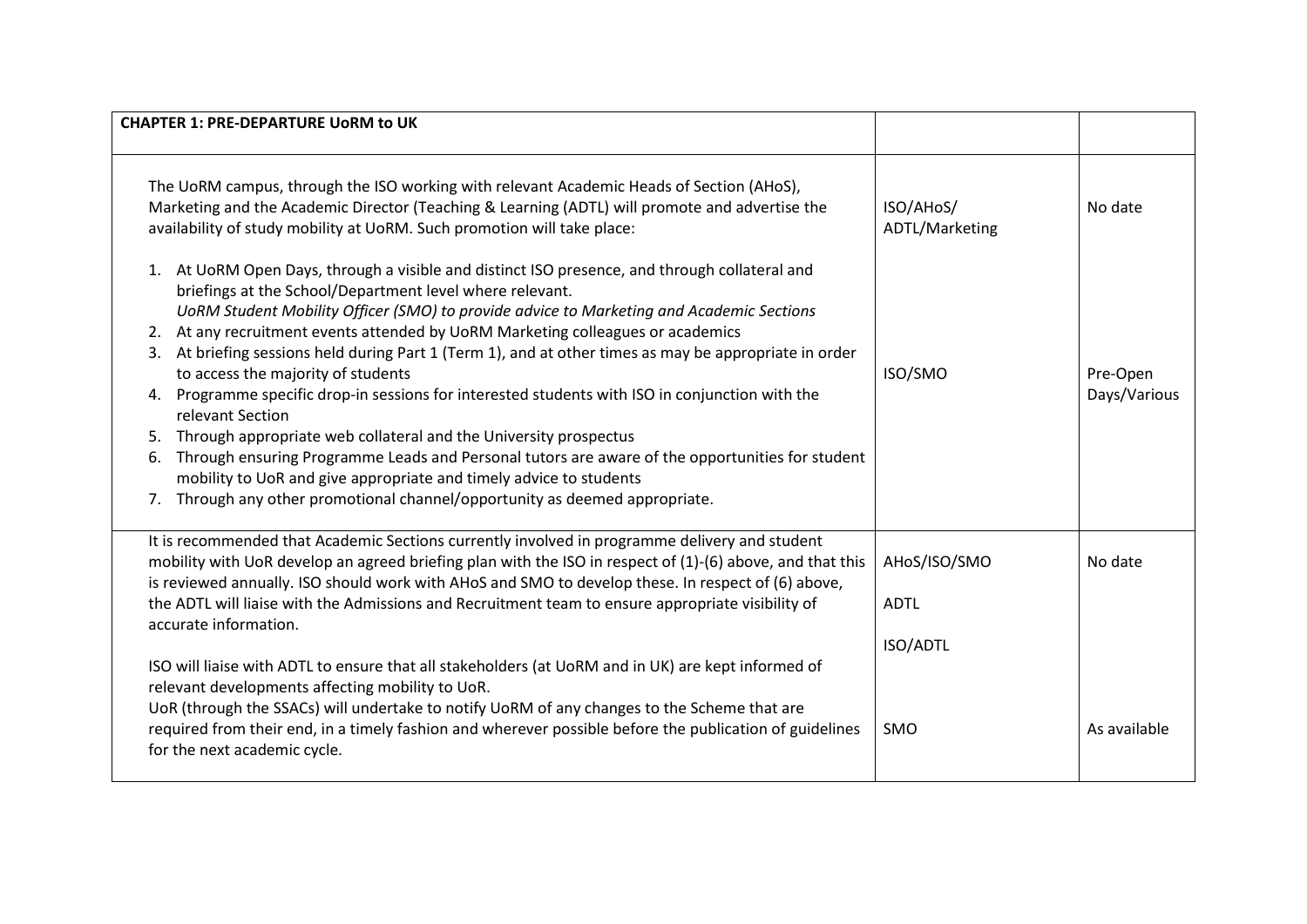| CHAPTER 1: PRE-DEPARTURE UoRM to UK | | |
|---|---|---|
| The UoRM campus, through the ISO working with relevant Academic Heads of Section (AHoS), Marketing and the Academic Director (Teaching & Learning) (ADTL) will promote and advertise the availability of study mobility at UoRM. Such promotion will take place:<br><br>1. At UoRM Open Days, through a visible and distinct ISO presence, and through collateral and briefings at the School/Department level where relevant.<br>*UoRM Student Mobility Officer (SMO) to provide advice to Marketing and Academic Sections*<br>2. At any recruitment events attended by UoRM Marketing colleagues or academics<br>3. At briefing sessions held during Part 1 (Term 1), and at other times as may be appropriate in order to access the majority of students<br>4. Programme specific drop-in sessions for interested students with ISO in conjunction with the relevant Section<br>5. Through appropriate web collateral and the University prospectus<br>6. Through ensuring Programme Leads and Personal tutors are aware of the opportunities for student mobility to UoR and give appropriate and timely advice to students<br>7. Through any other promotional channel/opportunity as deemed appropriate. | ISO/AHoS/ ADTL/Marketing<br><br>ISO/SMO | No date<br><br>Pre-Open Days/Various |
| It is recommended that Academic Sections currently involved in programme delivery and student mobility with UoR develop an agreed briefing plan with the ISO in respect of (1)-(6) above, and that this is reviewed annually. ISO should work with AHoS and SMO to develop these. In respect of (6) above, the ADTL will liaise with the Admissions and Recruitment team to ensure appropriate visibility of accurate information.<br><br>ISO will liaise with ADTL to ensure that all stakeholders (at UoRM and in UK) are kept informed of relevant developments affecting mobility to UoR.<br>UoR (through the SSACs) will undertake to notify UoRM of any changes to the Scheme that are required from their end, in a timely fashion and wherever possible before the publication of guidelines for the next academic cycle. | AHoS/ISO/SMO<br><br>ADTL<br><br>ISO/ADTL<br><br>SMO | No date<br><br>As available |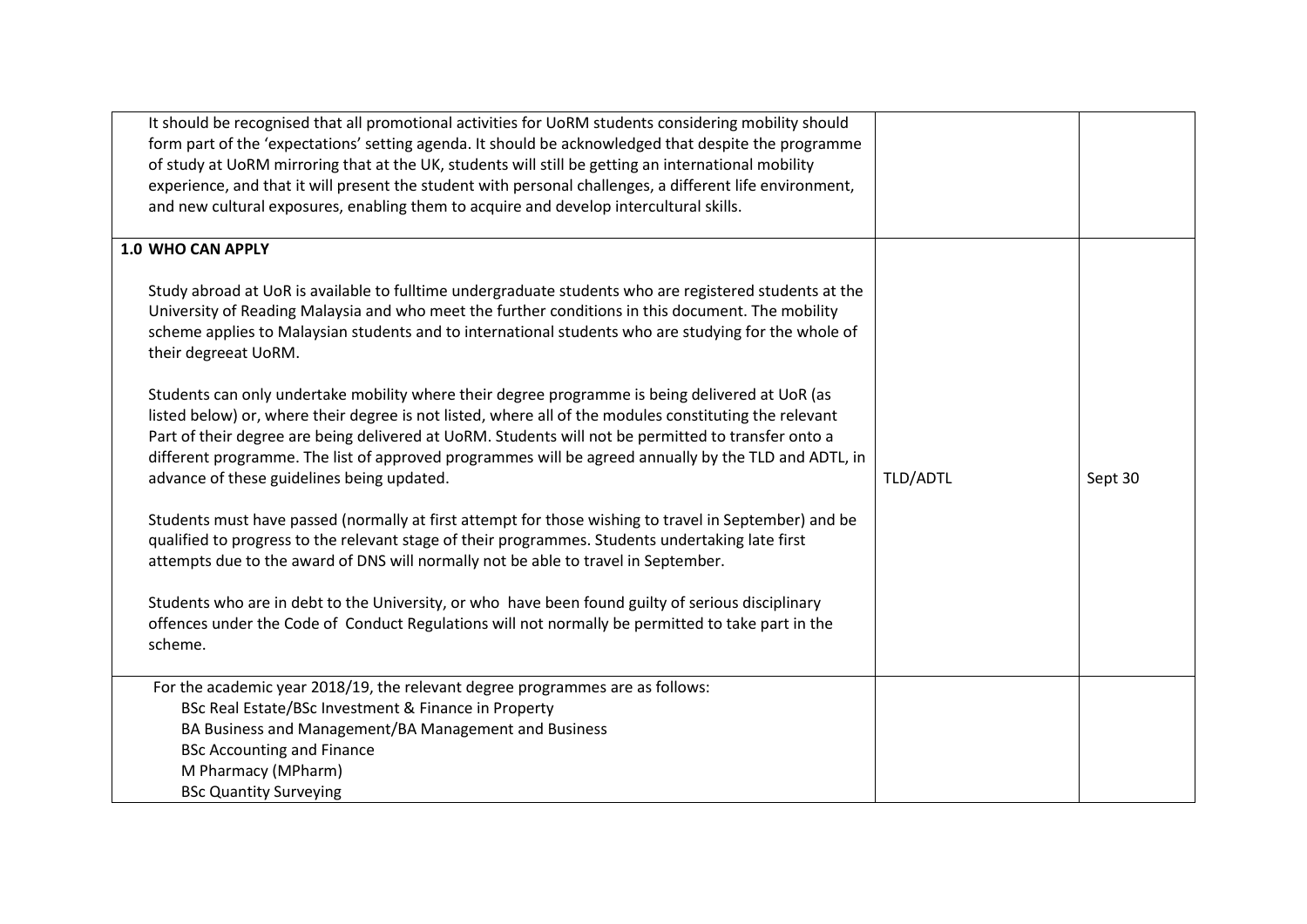| | | |
|---|---|---|
| It should be recognised that all promotional activities for UoRM students considering mobility should form part of the 'expectations' setting agenda. It should be acknowledged that despite the programme of study at UoRM mirroring that at the UK, students will still be getting an international mobility experience, and that it will present the student with personal challenges, a different life environment, and new cultural exposures, enabling them to acquire and develop intercultural skills. | | |
| **1.0 WHO CAN APPLY**<br><br>Study abroad at UoR is available to fulltime undergraduate students who are registered students at the University of Reading Malaysia and who meet the further conditions in this document. The mobility scheme applies to Malaysian students and to international students who are studying for the whole of their degreeat UoRM.<br><br>Students can only undertake mobility where their degree programme is being delivered at UoR (as listed below) or, where their degree is not listed, where all of the modules constituting the relevant Part of their degree are being delivered at UoRM. Students will not be permitted to transfer onto a different programme. The list of approved programmes will be agreed annually by the TLD and ADTL, in advance of these guidelines being updated.<br><br>Students must have passed (normally at first attempt for those wishing to travel in September) and be qualified to progress to the relevant stage of their programmes. Students undertaking late first attempts due to the award of DNS will normally not be able to travel in September.<br><br>Students who are in debt to the University, or who have been found guilty of serious disciplinary offences under the Code of Conduct Regulations will not normally be permitted to take part in the scheme. | TLD/ADTL | Sept 30 |
| For the academic year 2018/19, the relevant degree programmes are as follows:<br>BSc Real Estate/BSc Investment & Finance in Property<br>BA Business and Management/BA Management and Business<br>BSc Accounting and Finance<br>M Pharmacy (MPharm)<br>BSc Quantity Surveying | | |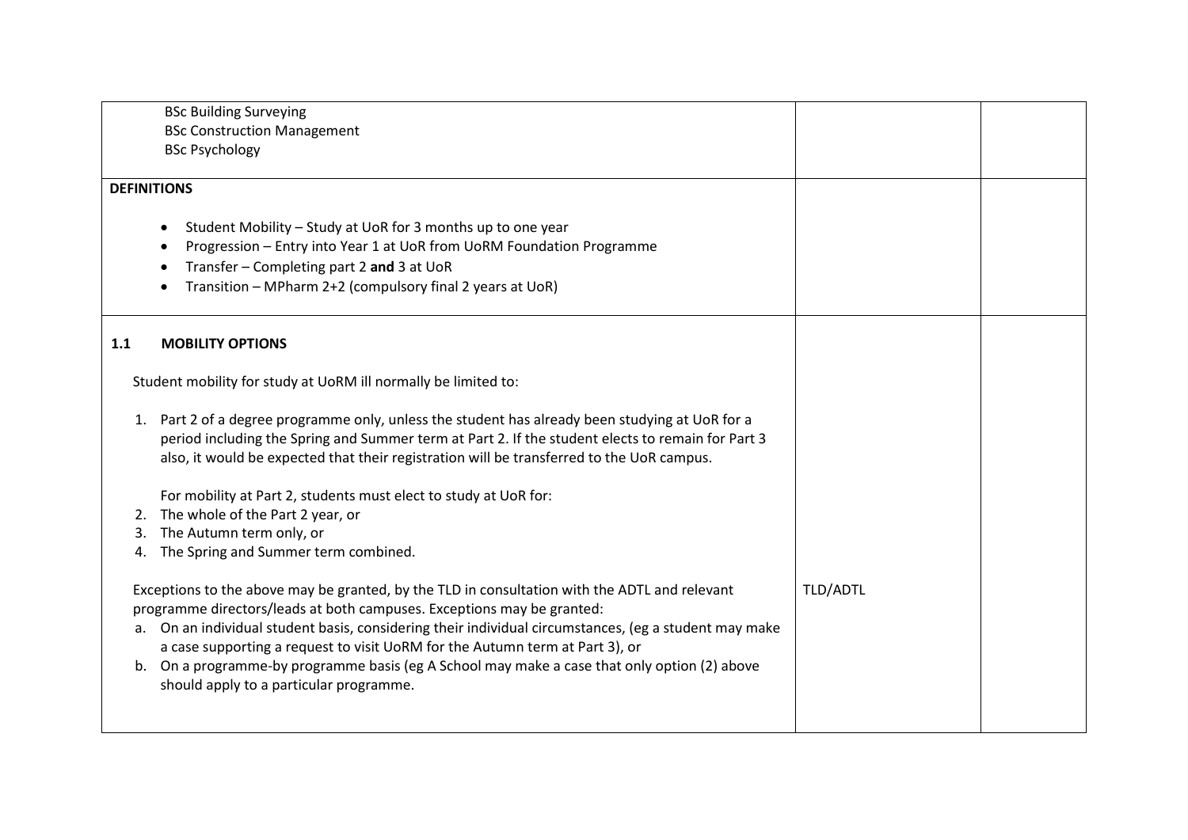| | | |
|---|---|---|
| BSc Building Surveying<br>BSc Construction Management<br>BSc Psychology | | |
| **DEFINITIONS**<br><br>• Student Mobility – Study at UoR for 3 months up to one year<br>• Progression – Entry into Year 1 at UoR from UoRM Foundation Programme<br>• Transfer – Completing part 2 **and** 3 at UoR<br>• Transition – MPharm 2+2 (compulsory final 2 years at UoR) | | |
| **1.1 MOBILITY OPTIONS**<br><br>Student mobility for study at UoRM ill normally be limited to:<br><br>1. Part 2 of a degree programme only, unless the student has already been studying at UoR for a period including the Spring and Summer term at Part 2. If the student elects to remain for Part 3 also, it would be expected that their registration will be transferred to the UoR campus.<br><br>For mobility at Part 2, students must elect to study at UoR for:<br>2. The whole of the Part 2 year, or<br>3. The Autumn term only, or<br>4. The Spring and Summer term combined.<br><br>Exceptions to the above may be granted, by the TLD in consultation with the ADTL and relevant programme directors/leads at both campuses. Exceptions may be granted:<br>a. On an individual student basis, considering their individual circumstances, (eg a student may make a case supporting a request to visit UoRM for the Autumn term at Part 3), or<br>b. On a programme-by programme basis (eg A School may make a case that only option (2) above should apply to a particular programme. | TLD/ADTL | |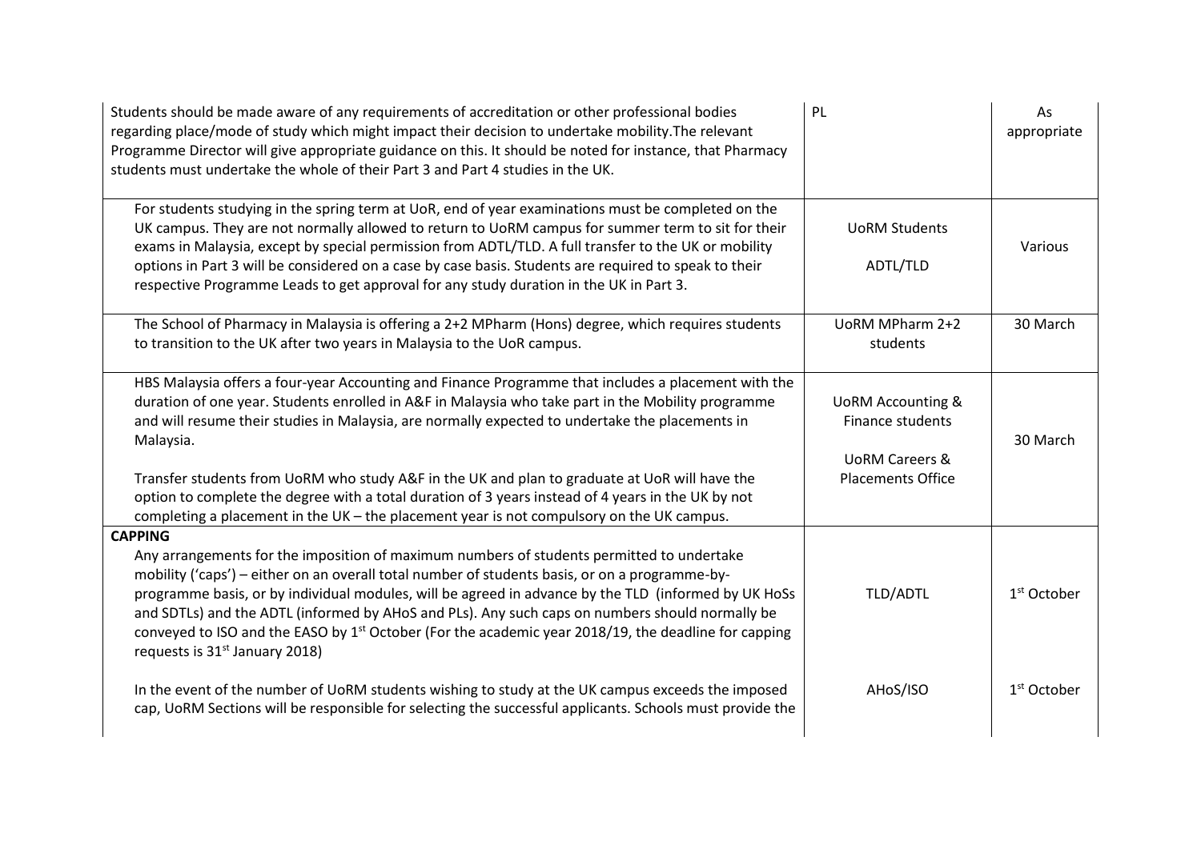| | | |
|---|---|---|
| Students should be made aware of any requirements of accreditation or other professional bodies regarding place/mode of study which might impact their decision to undertake mobility.The relevant Programme Director will give appropriate guidance on this. It should be noted for instance, that Pharmacy students must undertake the whole of their Part 3 and Part 4 studies in the UK. | PL | As appropriate |
| For students studying in the spring term at UoR, end of year examinations must be completed on the UK campus. They are not normally allowed to return to UoRM campus for summer term to sit for their exams in Malaysia, except by special permission from ADTL/TLD. A full transfer to the UK or mobility options in Part 3 will be considered on a case by case basis. Students are required to speak to their respective Programme Leads to get approval for any study duration in the UK in Part 3. | UoRM Students<br><br>ADTL/TLD | Various |
| The School of Pharmacy in Malaysia is offering a 2+2 MPharm (Hons) degree, which requires students to transition to the UK after two years in Malaysia to the UoR campus. | UoRM MPharm 2+2 students | 30 March |
| HBS Malaysia offers a four-year Accounting and Finance Programme that includes a placement with the duration of one year. Students enrolled in A&F in Malaysia who take part in the Mobility programme and will resume their studies in Malaysia, are normally expected to undertake the placements in Malaysia.<br><br>Transfer students from UoRM who study A&F in the UK and plan to graduate at UoR will have the option to complete the degree with a total duration of 3 years instead of 4 years in the UK by not completing a placement in the UK – the placement year is not compulsory on the UK campus. | UoRM Accounting & Finance students<br><br>UoRM Careers & Placements Office | 30 March |
| **CAPPING**<br>Any arrangements for the imposition of maximum numbers of students permitted to undertake mobility ('caps') – either on an overall total number of students basis, or on a programme-by-programme basis, or by individual modules, will be agreed in advance by the TLD (informed by UK HoSs and SDTLs) and the ADTL (informed by AHoS and PLs). Any such caps on numbers should normally be conveyed to ISO and the EASO by 1st October (For the academic year 2018/19, the deadline for capping requests is 31st January 2018) | TLD/ADTL | 1st October |
| In the event of the number of UoRM students wishing to study at the UK campus exceeds the imposed cap, UoRM Sections will be responsible for selecting the successful applicants. Schools must provide the | AHoS/ISO | 1st October |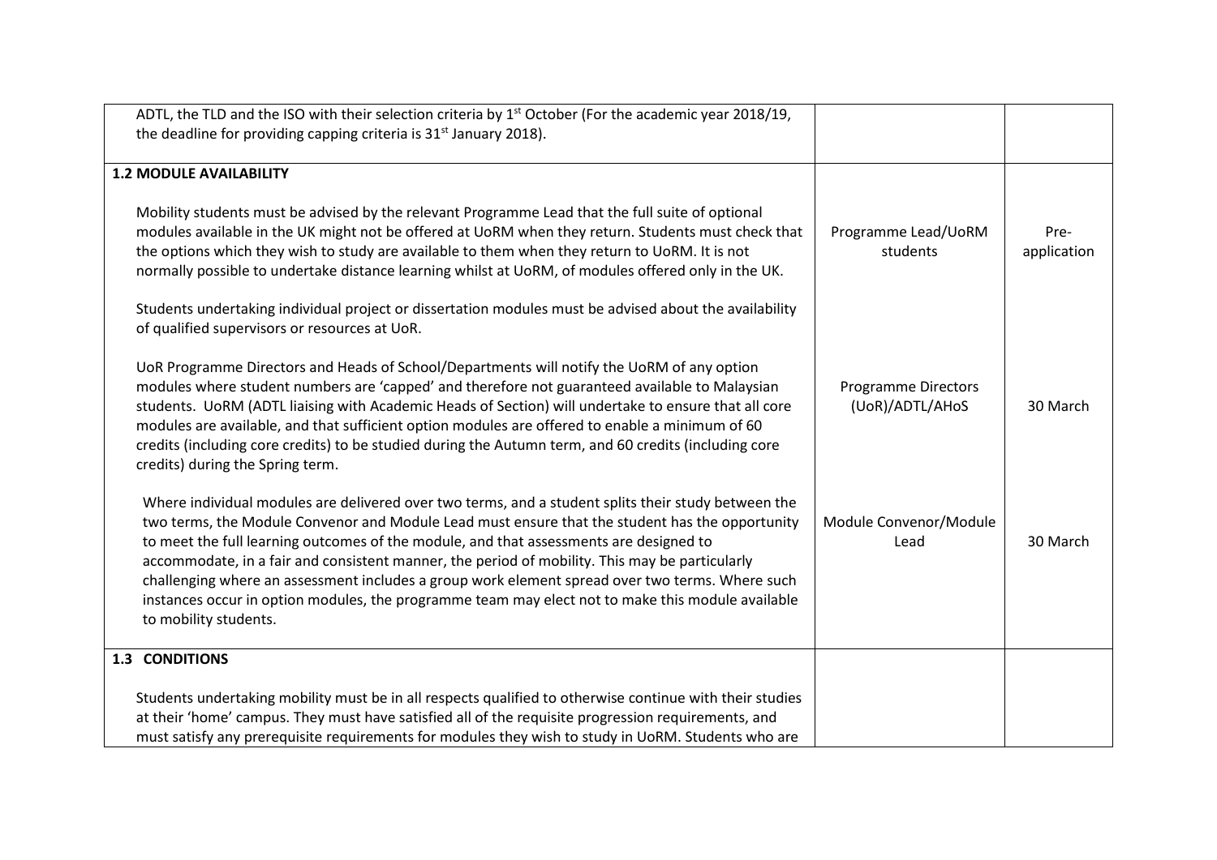| | | |
|---|---|---|
| ADTL, the TLD and the ISO with their selection criteria by 1st October (For the academic year 2018/19, the deadline for providing capping criteria is 31st January 2018). | | |
| **1.2 MODULE AVAILABILITY** | | |
| Mobility students must be advised by the relevant Programme Lead that the full suite of optional modules available in the UK might not be offered at UoRM when they return. Students must check that the options which they wish to study are available to them when they return to UoRM. It is not normally possible to undertake distance learning whilst at UoRM, of modules offered only in the UK. | Programme Lead/UoRM students | Pre-application |
| Students undertaking individual project or dissertation modules must be advised about the availability of qualified supervisors or resources at UoR. | | |
| UoR Programme Directors and Heads of School/Departments will notify the UoRM of any option modules where student numbers are 'capped' and therefore not guaranteed available to Malaysian students. UoRM (ADTL liaising with Academic Heads of Section) will undertake to ensure that all core modules are available, and that sufficient option modules are offered to enable a minimum of 60 credits (including core credits) to be studied during the Autumn term, and 60 credits (including core credits) during the Spring term. | Programme Directors (UoR)/ADTL/AHoS | 30 March |
| Where individual modules are delivered over two terms, and a student splits their study between the two terms, the Module Convenor and Module Lead must ensure that the student has the opportunity to meet the full learning outcomes of the module, and that assessments are designed to accommodate, in a fair and consistent manner, the period of mobility. This may be particularly challenging where an assessment includes a group work element spread over two terms. Where such instances occur in option modules, the programme team may elect not to make this module available to mobility students. | Module Convenor/Module Lead | 30 March |
| **1.3 CONDITIONS** | | |
| Students undertaking mobility must be in all respects qualified to otherwise continue with their studies at their 'home' campus. They must have satisfied all of the requisite progression requirements, and must satisfy any prerequisite requirements for modules they wish to study in UoRM. Students who are | | |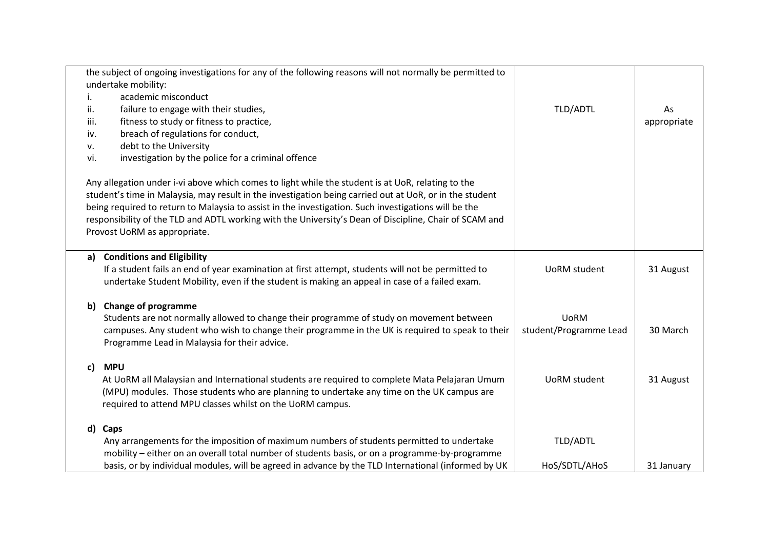| | | |
|---|---|---|
| the subject of ongoing investigations for any of the following reasons will not normally be permitted to undertake mobility:<br>i. academic misconduct<br>ii. failure to engage with their studies,<br>iii. fitness to study or fitness to practice,<br>iv. breach of regulations for conduct,<br>v. debt to the University<br>vi. investigation by the police for a criminal offence<br><br>Any allegation under i-vi above which comes to light while the student is at UoR, relating to the student's time in Malaysia, may result in the investigation being carried out at UoR, or in the student being required to return to Malaysia to assist in the investigation. Such investigations will be the responsibility of the TLD and ADTL working with the University's Dean of Discipline, Chair of SCAM and Provost UoRM as appropriate. | TLD/ADTL | As appropriate |
| **a) Conditions and Eligibility**<br>If a student fails an end of year examination at first attempt, students will not be permitted to undertake Student Mobility, even if the student is making an appeal in case of a failed exam. | UoRM student | 31 August |
| **b) Change of programme**<br>Students are not normally allowed to change their programme of study on movement between campuses. Any student who wish to change their programme in the UK is required to speak to their Programme Lead in Malaysia for their advice. | UoRM student/Programme Lead | 30 March |
| **c) MPU**<br>At UoRM all Malaysian and International students are required to complete Mata Pelajaran Umum (MPU) modules. Those students who are planning to undertake any time on the UK campus are required to attend MPU classes whilst on the UoRM campus. | UoRM student | 31 August |
| **d) Caps**<br>Any arrangements for the imposition of maximum numbers of students permitted to undertake mobility – either on an overall total number of students basis, or on a programme-by-programme basis, or by individual modules, will be agreed in advance by the TLD International (informed by UK | TLD/ADTL<br><br>HoS/SDTL/AHoS | 31 January |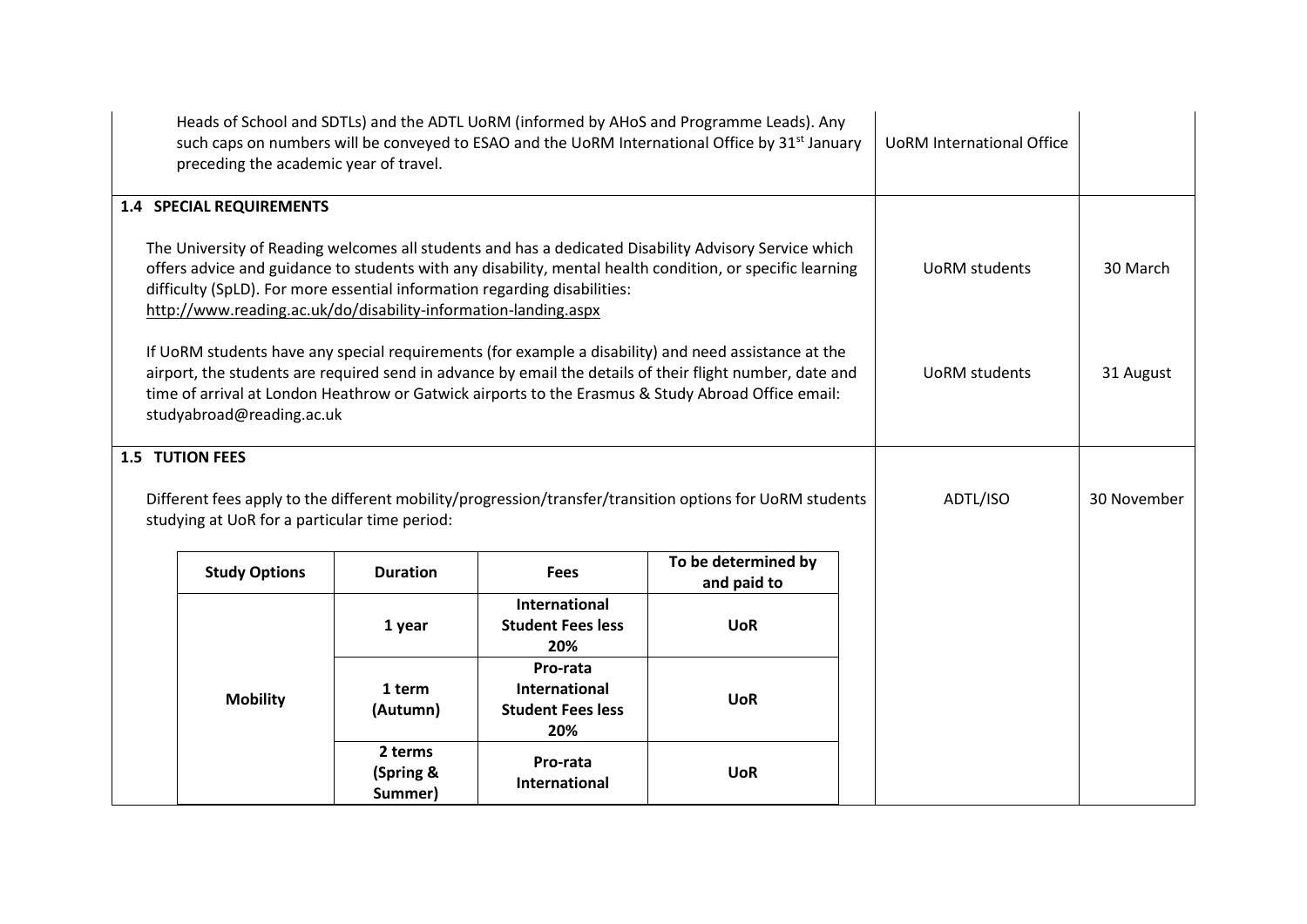| | | |
|---|---|---|
| Heads of School and SDTLs) and the ADTL UoRM (informed by AHoS and Programme Leads). Any such caps on numbers will be conveyed to ESAO and the UoRM International Office by 31st January preceding the academic year of travel. | UoRM International Office | |
| **1.4 SPECIAL REQUIREMENTS**<br><br>The University of Reading welcomes all students and has a dedicated Disability Advisory Service which offers advice and guidance to students with any disability, mental health condition, or specific learning difficulty (SpLD). For more essential information regarding disabilities: http://www.reading.ac.uk/do/disability-information-landing.aspx | UoRM students | 30 March |
| If UoRM students have any special requirements (for example a disability) and need assistance at the airport, the students are required send in advance by email the details of their flight number, date and time of arrival at London Heathrow or Gatwick airports to the Erasmus & Study Abroad Office email: studyabroad@reading.ac.uk | UoRM students | 31 August |
| **1.5 TUTION FEES**<br><br>Different fees apply to the different mobility/progression/transfer/transition options for UoRM students studying at UoR for a particular time period: | ADTL/ISO | 30 November |

| Study Options | Duration | Fees | To be determined by and paid to |
|---|---|---|---|
| **Mobility** | **1 year** | **International Student Fees less 20%** | **UoR** |
| | **1 term (Autumn)** | **Pro-rata International Student Fees less 20%** | **UoR** |
| | **2 terms (Spring & Summer)** | **Pro-rata International** | **UoR** |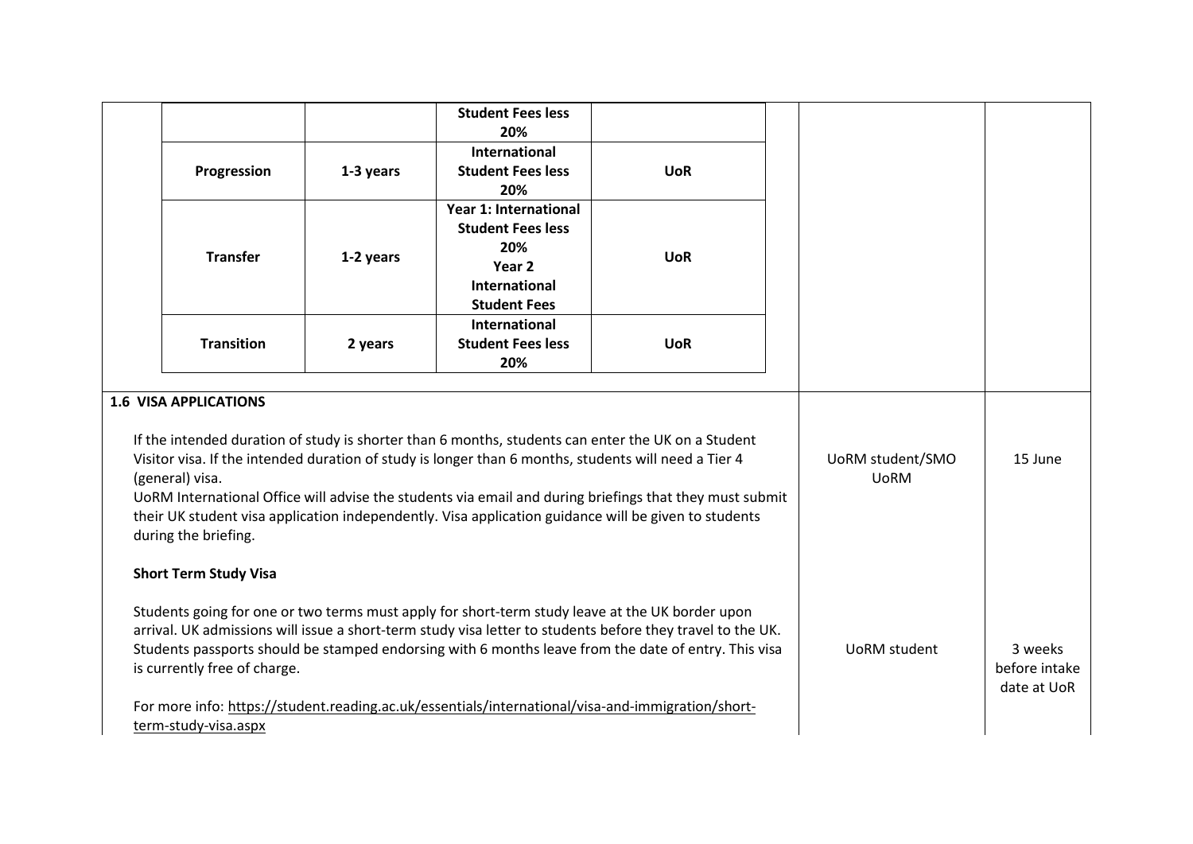| | | | |
|---|---|---|---|
| | | **Student Fees less 20%** | |
| **Progression** | **1-3 years** | **International Student Fees less 20%** | **UoR** |
| **Transfer** | **1-2 years** | **Year 1: International Student Fees less 20%**<br>**Year 2 International Student Fees** | **UoR** |
| **Transition** | **2 years** | **International Student Fees less 20%** | **UoR** |

| Item | Responsibility | Deadline |
|---|---|---|
| **1.6 VISA APPLICATIONS**<br><br>If the intended duration of study is shorter than 6 months, students can enter the UK on a Student Visitor visa. If the intended duration of study is longer than 6 months, students will need a Tier 4 (general) visa.<br>UoRM International Office will advise the students via email and during briefings that they must submit their UK student visa application independently. Visa application guidance will be given to students during the briefing. | UoRM student/SMO UoRM | 15 June |
| **Short Term Study Visa**<br><br>Students going for one or two terms must apply for short-term study leave at the UK border upon arrival. UK admissions will issue a short-term study visa letter to students before they travel to the UK. Students passports should be stamped endorsing with 6 months leave from the date of entry. This visa is currently free of charge.<br><br>For more info: https://student.reading.ac.uk/essentials/international/visa-and-immigration/short-term-study-visa.aspx | UoRM student | 3 weeks before intake date at UoR |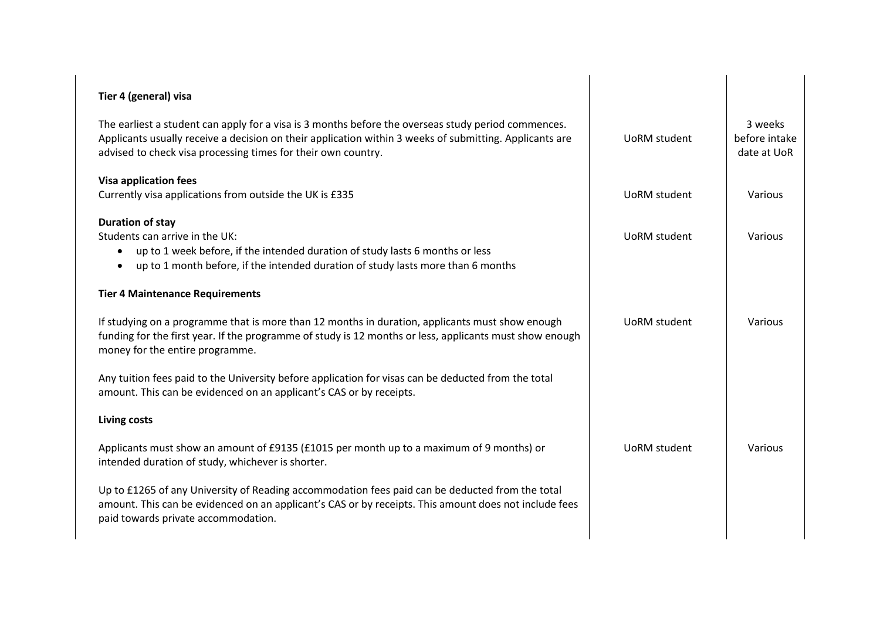| | | |
|---|---|---|
| **Tier 4 (general) visa**<br><br>The earliest a student can apply for a visa is 3 months before the overseas study period commences. Applicants usually receive a decision on their application within 3 weeks of submitting. Applicants are advised to check visa processing times for their own country. | UoRM student | 3 weeks before intake date at UoR |
| **Visa application fees**<br>Currently visa applications from outside the UK is £335 | UoRM student | Various |
| **Duration of stay**<br>Students can arrive in the UK:<br>• up to 1 week before, if the intended duration of study lasts 6 months or less<br>• up to 1 month before, if the intended duration of study lasts more than 6 months | UoRM student | Various |
| **Tier 4 Maintenance Requirements**<br><br>If studying on a programme that is more than 12 months in duration, applicants must show enough funding for the first year. If the programme of study is 12 months or less, applicants must show enough money for the entire programme.<br><br>Any tuition fees paid to the University before application for visas can be deducted from the total amount. This can be evidenced on an applicant's CAS or by receipts. | UoRM student | Various |
| **Living costs**<br><br>Applicants must show an amount of £9135 (£1015 per month up to a maximum of 9 months) or intended duration of study, whichever is shorter.<br><br>Up to £1265 of any University of Reading accommodation fees paid can be deducted from the total amount. This can be evidenced on an applicant's CAS or by receipts. This amount does not include fees paid towards private accommodation. | UoRM student | Various |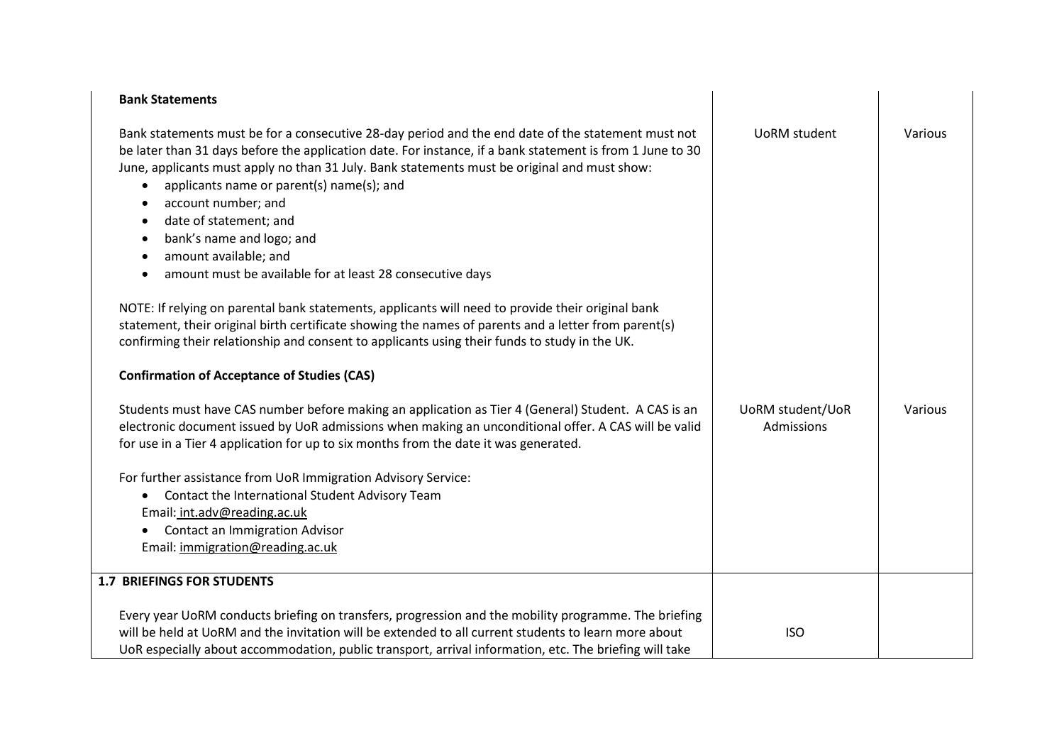| | | |
|---|---|---|
| **Bank Statements**<br><br>Bank statements must be for a consecutive 28-day period and the end date of the statement must not be later than 31 days before the application date. For instance, if a bank statement is from 1 June to 30 June, applicants must apply no than 31 July. Bank statements must be original and must show:<br>• applicants name or parent(s) name(s); and<br>• account number; and<br>• date of statement; and<br>• bank's name and logo; and<br>• amount available; and<br>• amount must be available for at least 28 consecutive days<br><br>NOTE: If relying on parental bank statements, applicants will need to provide their original bank statement, their original birth certificate showing the names of parents and a letter from parent(s) confirming their relationship and consent to applicants using their funds to study in the UK. | UoRM student | Various |
| **Confirmation of Acceptance of Studies (CAS)**<br><br>Students must have CAS number before making an application as Tier 4 (General) Student. A CAS is an electronic document issued by UoR admissions when making an unconditional offer. A CAS will be valid for use in a Tier 4 application for up to six months from the date it was generated.<br><br>For further assistance from UoR Immigration Advisory Service:<br>• Contact the International Student Advisory Team<br>Email: int.adv@reading.ac.uk<br>• Contact an Immigration Advisor<br>Email: immigration@reading.ac.uk | UoRM student/UoR Admissions | Various |
| **1.7 BRIEFINGS FOR STUDENTS**<br><br>Every year UoRM conducts briefing on transfers, progression and the mobility programme. The briefing will be held at UoRM and the invitation will be extended to all current students to learn more about UoR especially about accommodation, public transport, arrival information, etc. The briefing will take | ISO | |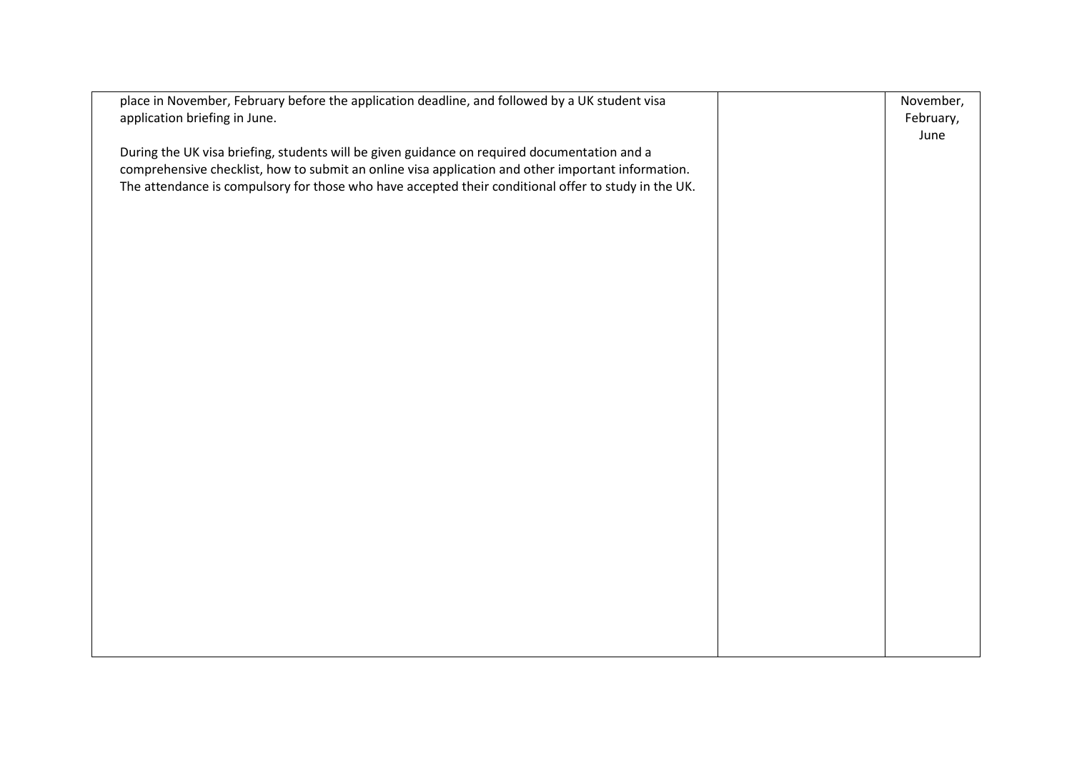| | | |
|---|---|---|
| place in November, February before the application deadline, and followed by a UK student visa application briefing in June.<br><br>During the UK visa briefing, students will be given guidance on required documentation and a comprehensive checklist, how to submit an online visa application and other important information. The attendance is compulsory for those who have accepted their conditional offer to study in the UK. | | November, February, June |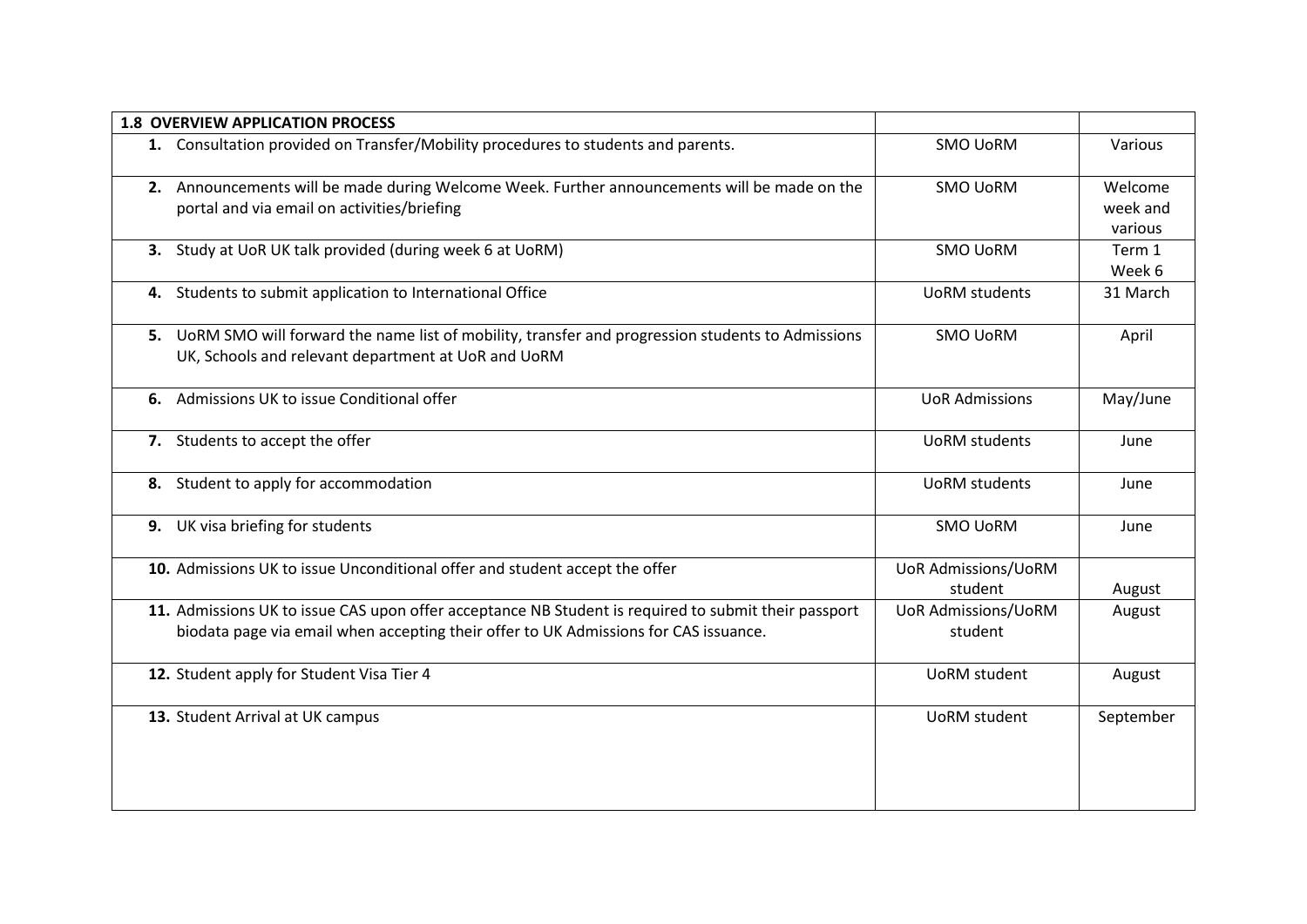| **1.8 OVERVIEW APPLICATION PROCESS** | | |
|---|---|---|
| **1.** Consultation provided on Transfer/Mobility procedures to students and parents. | SMO UoRM | Various |
| **2.** Announcements will be made during Welcome Week. Further announcements will be made on the portal and via email on activities/briefing | SMO UoRM | Welcome week and various |
| **3.** Study at UoR UK talk provided (during week 6 at UoRM) | SMO UoRM | Term 1 Week 6 |
| **4.** Students to submit application to International Office | UoRM students | 31 March |
| **5.** UoRM SMO will forward the name list of mobility, transfer and progression students to Admissions UK, Schools and relevant department at UoR and UoRM | SMO UoRM | April |
| **6.** Admissions UK to issue Conditional offer | UoR Admissions | May/June |
| **7.** Students to accept the offer | UoRM students | June |
| **8.** Student to apply for accommodation | UoRM students | June |
| **9.** UK visa briefing for students | SMO UoRM | June |
| **10.** Admissions UK to issue Unconditional offer and student accept the offer | UoR Admissions/UoRM student | August |
| **11.** Admissions UK to issue CAS upon offer acceptance NB Student is required to submit their passport biodata page via email when accepting their offer to UK Admissions for CAS issuance. | UoR Admissions/UoRM student | August |
| **12.** Student apply for Student Visa Tier 4 | UoRM student | August |
| **13.** Student Arrival at UK campus | UoRM student | September |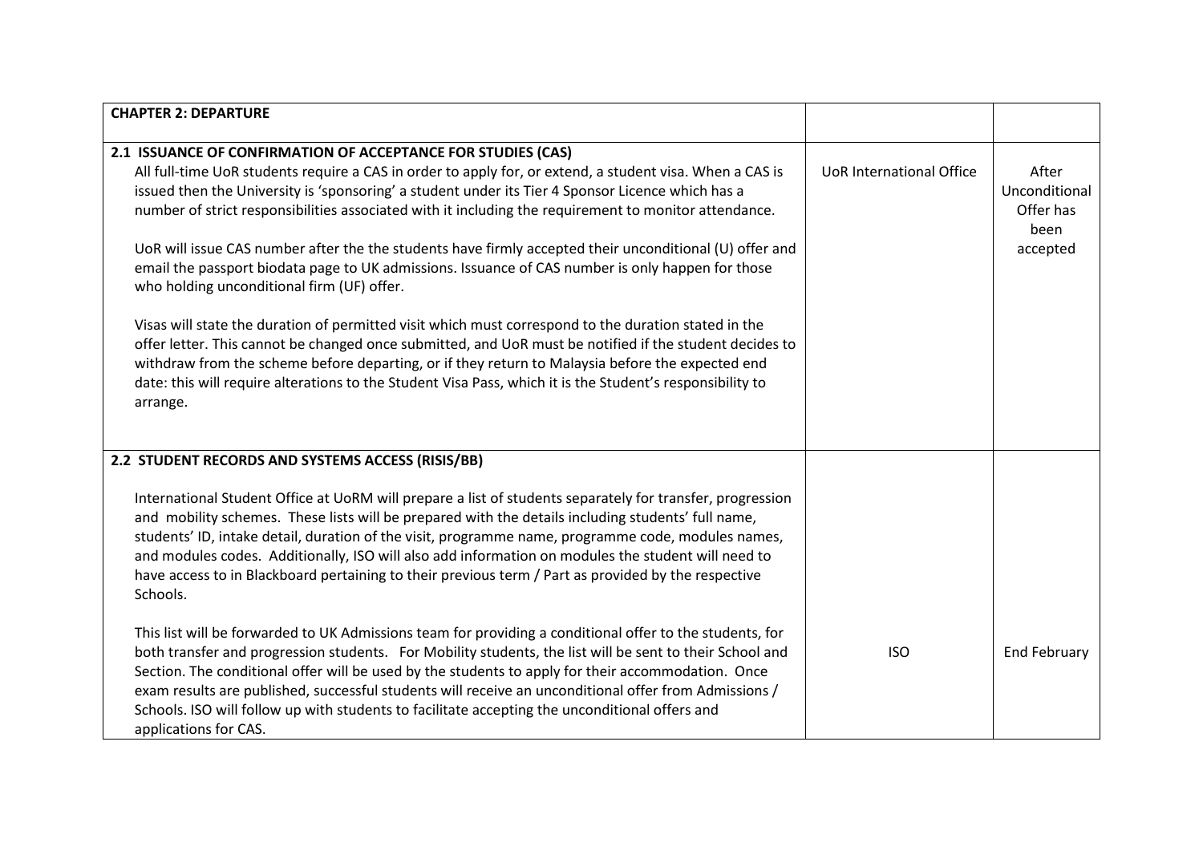| CHAPTER 2: DEPARTURE | | |
|---|---|---|
| **2.1 ISSUANCE OF CONFIRMATION OF ACCEPTANCE FOR STUDIES (CAS)**<br>All full-time UoR students require a CAS in order to apply for, or extend, a student visa. When a CAS is issued then the University is 'sponsoring' a student under its Tier 4 Sponsor Licence which has a number of strict responsibilities associated with it including the requirement to monitor attendance.<br><br>UoR will issue CAS number after the the students have firmly accepted their unconditional (U) offer and email the passport biodata page to UK admissions. Issuance of CAS number is only happen for those who holding unconditional firm (UF) offer.<br><br>Visas will state the duration of permitted visit which must correspond to the duration stated in the offer letter. This cannot be changed once submitted, and UoR must be notified if the student decides to withdraw from the scheme before departing, or if they return to Malaysia before the expected end date: this will require alterations to the Student Visa Pass, which it is the Student's responsibility to arrange. | UoR International Office | After Unconditional Offer has been accepted |
| **2.2 STUDENT RECORDS AND SYSTEMS ACCESS (RISIS/BB)**<br><br>International Student Office at UoRM will prepare a list of students separately for transfer, progression and mobility schemes. These lists will be prepared with the details including students' full name, students' ID, intake detail, duration of the visit, programme name, programme code, modules names, and modules codes. Additionally, ISO will also add information on modules the student will need to have access to in Blackboard pertaining to their previous term / Part as provided by the respective Schools.<br><br>This list will be forwarded to UK Admissions team for providing a conditional offer to the students, for both transfer and progression students. For Mobility students, the list will be sent to their School and Section. The conditional offer will be used by the students to apply for their accommodation. Once exam results are published, successful students will receive an unconditional offer from Admissions / Schools. ISO will follow up with students to facilitate accepting the unconditional offers and applications for CAS. | ISO | End February |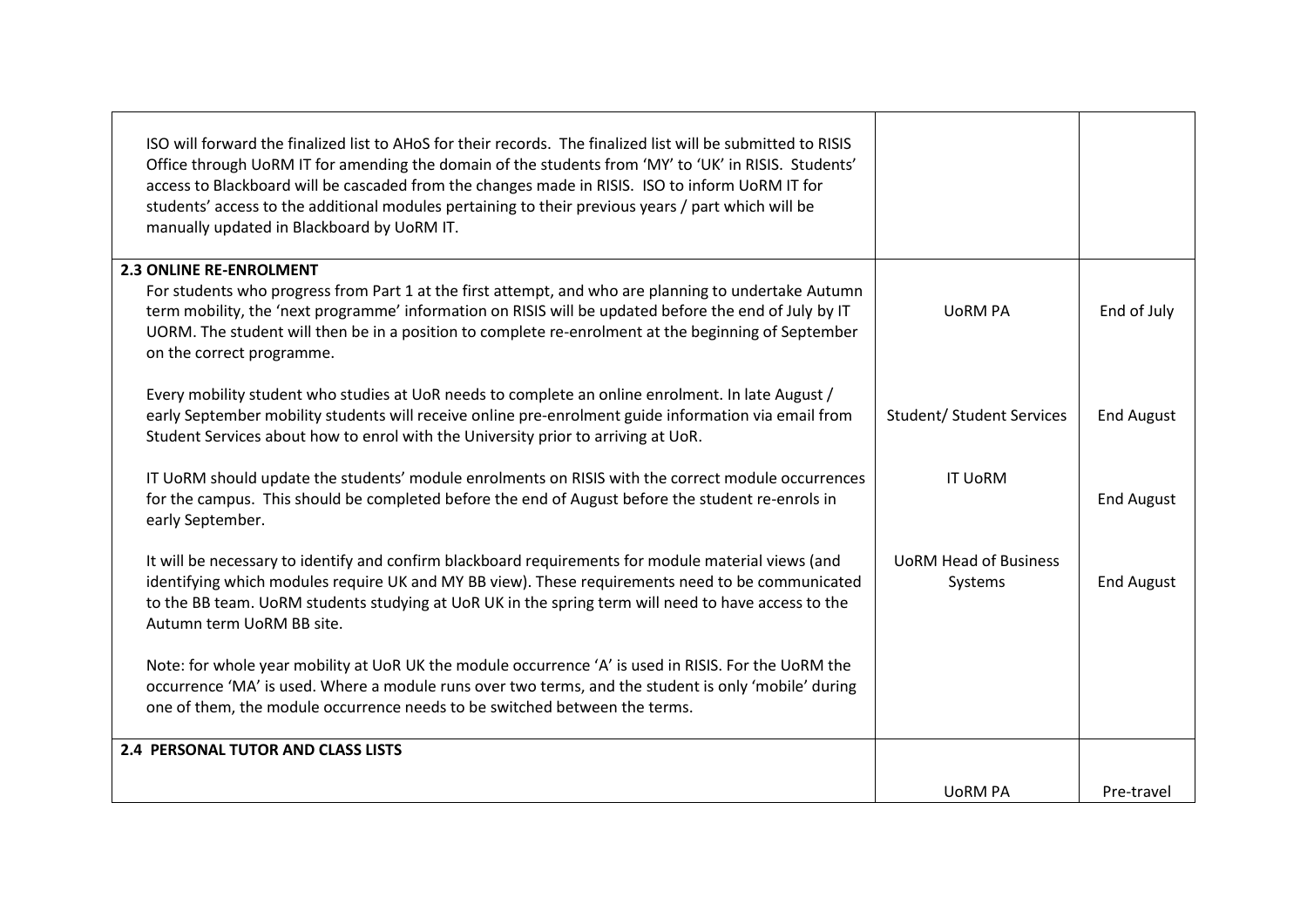| | | |
|---|---|---|
| ISO will forward the finalized list to AHoS for their records. The finalized list will be submitted to RISIS Office through UoRM IT for amending the domain of the students from 'MY' to 'UK' in RISIS. Students' access to Blackboard will be cascaded from the changes made in RISIS. ISO to inform UoRM IT for students' access to the additional modules pertaining to their previous years / part which will be manually updated in Blackboard by UoRM IT. | | |
| **2.3 ONLINE RE-ENROLMENT**<br>For students who progress from Part 1 at the first attempt, and who are planning to undertake Autumn term mobility, the 'next programme' information on RISIS will be updated before the end of July by IT UORM. The student will then be in a position to complete re-enrolment at the beginning of September on the correct programme.<br><br>Every mobility student who studies at UoR needs to complete an online enrolment. In late August / early September mobility students will receive online pre-enrolment guide information via email from Student Services about how to enrol with the University prior to arriving at UoR.<br><br>IT UoRM should update the students' module enrolments on RISIS with the correct module occurrences for the campus. This should be completed before the end of August before the student re-enrols in early September.<br><br>It will be necessary to identify and confirm blackboard requirements for module material views (and identifying which modules require UK and MY BB view). These requirements need to be communicated to the BB team. UoRM students studying at UoR UK in the spring term will need to have access to the Autumn term UoRM BB site.<br><br>Note: for whole year mobility at UoR UK the module occurrence 'A' is used in RISIS. For the UoRM the occurrence 'MA' is used. Where a module runs over two terms, and the student is only 'mobile' during one of them, the module occurrence needs to be switched between the terms. | UoRM PA<br><br>Student/ Student Services<br><br>IT UoRM<br><br>UoRM Head of Business Systems | End of July<br><br>End August<br><br>End August<br><br>End August |
| **2.4 PERSONAL TUTOR AND CLASS LISTS** | UoRM PA | Pre-travel |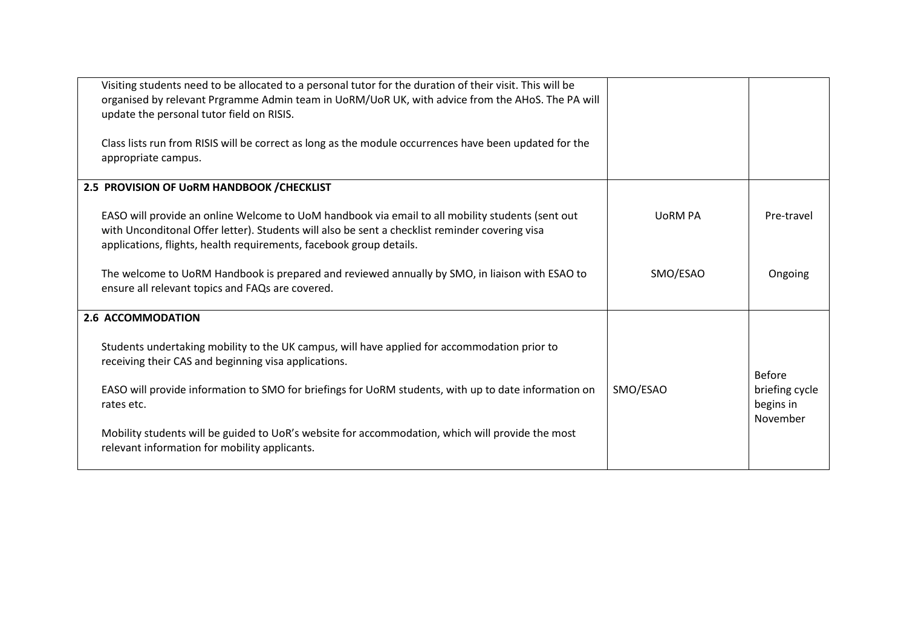| | | |
|---|---|---|
| Visiting students need to be allocated to a personal tutor for the duration of their visit. This will be organised by relevant Prgramme Admin team in UoRM/UoR UK, with advice from the AHoS. The PA will update the personal tutor field on RISIS.<br><br>Class lists run from RISIS will be correct as long as the module occurrences have been updated for the appropriate campus. | | |
| **2.5 PROVISION OF UoRM HANDBOOK /CHECKLIST**<br><br>EASO will provide an online Welcome to UoM handbook via email to all mobility students (sent out with Unconditonal Offer letter). Students will also be sent a checklist reminder covering visa applications, flights, health requirements, facebook group details.<br><br>The welcome to UoRM Handbook is prepared and reviewed annually by SMO, in liaison with ESAO to ensure all relevant topics and FAQs are covered. | UoRM PA<br><br>SMO/ESAO | Pre-travel<br><br>Ongoing |
| **2.6 ACCOMMODATION**<br><br>Students undertaking mobility to the UK campus, will have applied for accommodation prior to receiving their CAS and beginning visa applications.<br><br>EASO will provide information to SMO for briefings for UoRM students, with up to date information on rates etc.<br><br>Mobility students will be guided to UoR's website for accommodation, which will provide the most relevant information for mobility applicants. | SMO/ESAO | Before briefing cycle begins in November |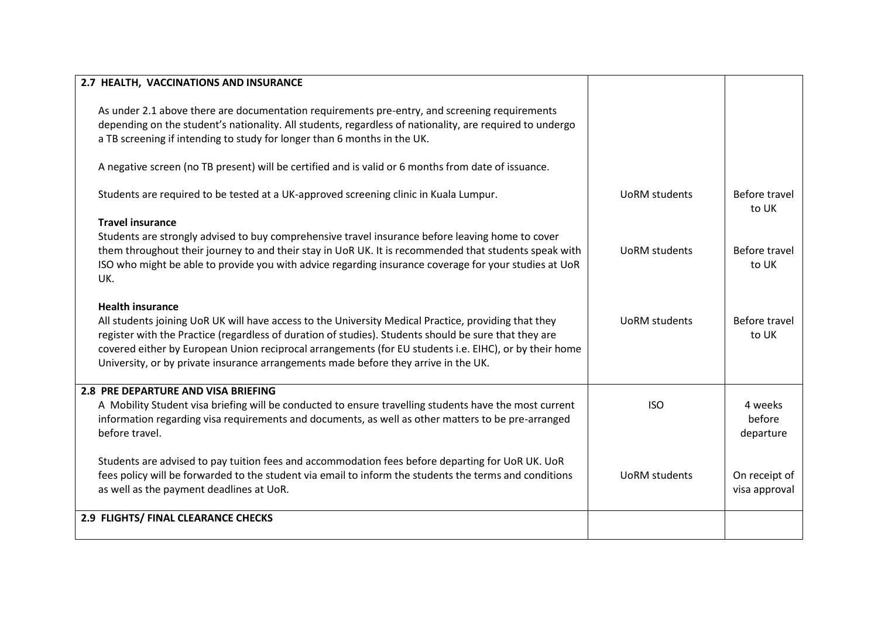| | | |
|---|---|---|
| **2.7 HEALTH, VACCINATIONS AND INSURANCE**<br><br>As under 2.1 above there are documentation requirements pre-entry, and screening requirements depending on the student's nationality. All students, regardless of nationality, are required to undergo a TB screening if intending to study for longer than 6 months in the UK.<br><br>A negative screen (no TB present) will be certified and is valid or 6 months from date of issuance.<br><br>Students are required to be tested at a UK-approved screening clinic in Kuala Lumpur. | UoRM students | Before travel to UK |
| **Travel insurance**<br>Students are strongly advised to buy comprehensive travel insurance before leaving home to cover them throughout their journey to and their stay in UoR UK. It is recommended that students speak with ISO who might be able to provide you with advice regarding insurance coverage for your studies at UoR UK. | UoRM students | Before travel to UK |
| **Health insurance**<br>All students joining UoR UK will have access to the University Medical Practice, providing that they register with the Practice (regardless of duration of studies). Students should be sure that they are covered either by European Union reciprocal arrangements (for EU students i.e. EIHC), or by their home University, or by private insurance arrangements made before they arrive in the UK. | UoRM students | Before travel to UK |
| **2.8 PRE DEPARTURE AND VISA BRIEFING**<br>A Mobility Student visa briefing will be conducted to ensure travelling students have the most current information regarding visa requirements and documents, as well as other matters to be pre-arranged before travel. | ISO | 4 weeks before departure |
| Students are advised to pay tuition fees and accommodation fees before departing for UoR UK. UoR fees policy will be forwarded to the student via email to inform the students the terms and conditions as well as the payment deadlines at UoR. | UoRM students | On receipt of visa approval |
| **2.9 FLIGHTS/ FINAL CLEARANCE CHECKS** | | |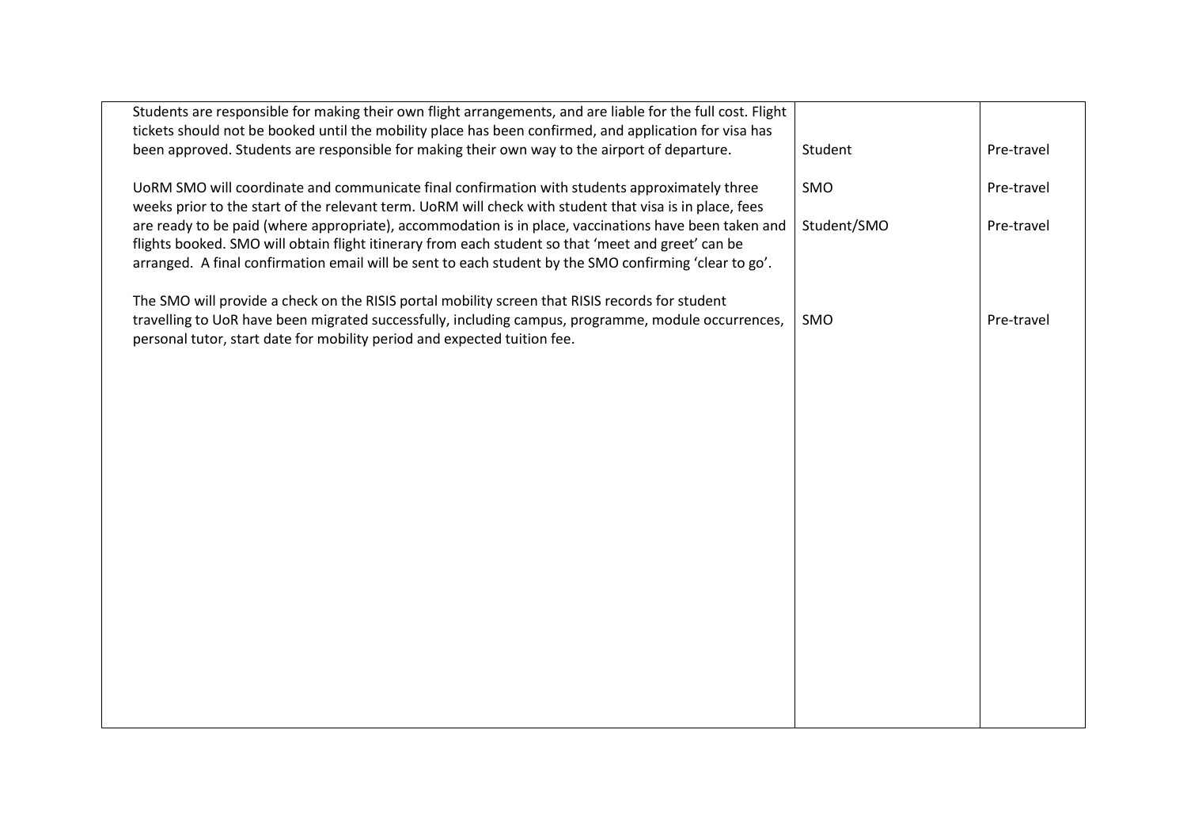| | | |
|---|---|---|
| Students are responsible for making their own flight arrangements, and are liable for the full cost. Flight tickets should not be booked until the mobility place has been confirmed, and application for visa has been approved. Students are responsible for making their own way to the airport of departure. | Student | Pre-travel |
| UoRM SMO will coordinate and communicate final confirmation with students approximately three weeks prior to the start of the relevant term. UoRM will check with student that visa is in place, fees are ready to be paid (where appropriate), accommodation is in place, vaccinations have been taken and flights booked. SMO will obtain flight itinerary from each student so that 'meet and greet' can be arranged. A final confirmation email will be sent to each student by the SMO confirming 'clear to go'. | SMO<br><br>Student/SMO | Pre-travel<br><br>Pre-travel |
| The SMO will provide a check on the RISIS portal mobility screen that RISIS records for student travelling to UoR have been migrated successfully, including campus, programme, module occurrences, personal tutor, start date for mobility period and expected tuition fee. | SMO | Pre-travel |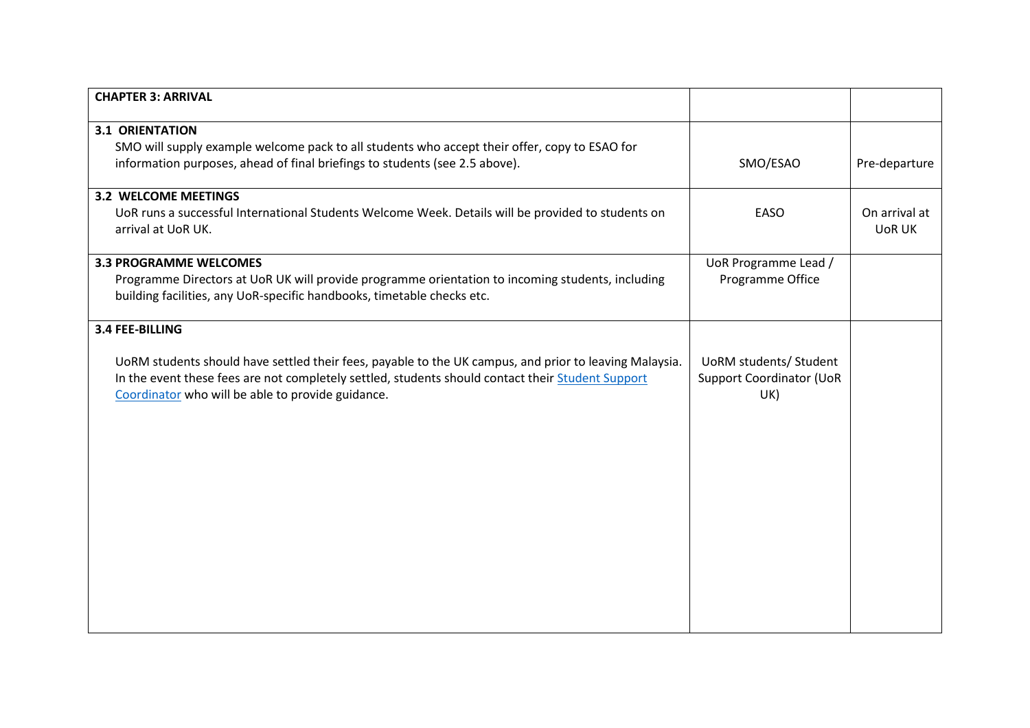| **CHAPTER 3: ARRIVAL** | | |
|---|---|---|
| **3.1 ORIENTATION**<br>SMO will supply example welcome pack to all students who accept their offer, copy to ESAO for information purposes, ahead of final briefings to students (see 2.5 above). | SMO/ESAO | Pre-departure |
| **3.2 WELCOME MEETINGS**<br>UoR runs a successful International Students Welcome Week. Details will be provided to students on arrival at UoR UK. | EASO | On arrival at UoR UK |
| **3.3 PROGRAMME WELCOMES**<br>Programme Directors at UoR UK will provide programme orientation to incoming students, including building facilities, any UoR-specific handbooks, timetable checks etc. | UoR Programme Lead / Programme Office | |
| **3.4 FEE-BILLING**<br><br>UoRM students should have settled their fees, payable to the UK campus, and prior to leaving Malaysia. In the event these fees are not completely settled, students should contact their Student Support Coordinator who will be able to provide guidance. | UoRM students/ Student Support Coordinator (UoR UK) | |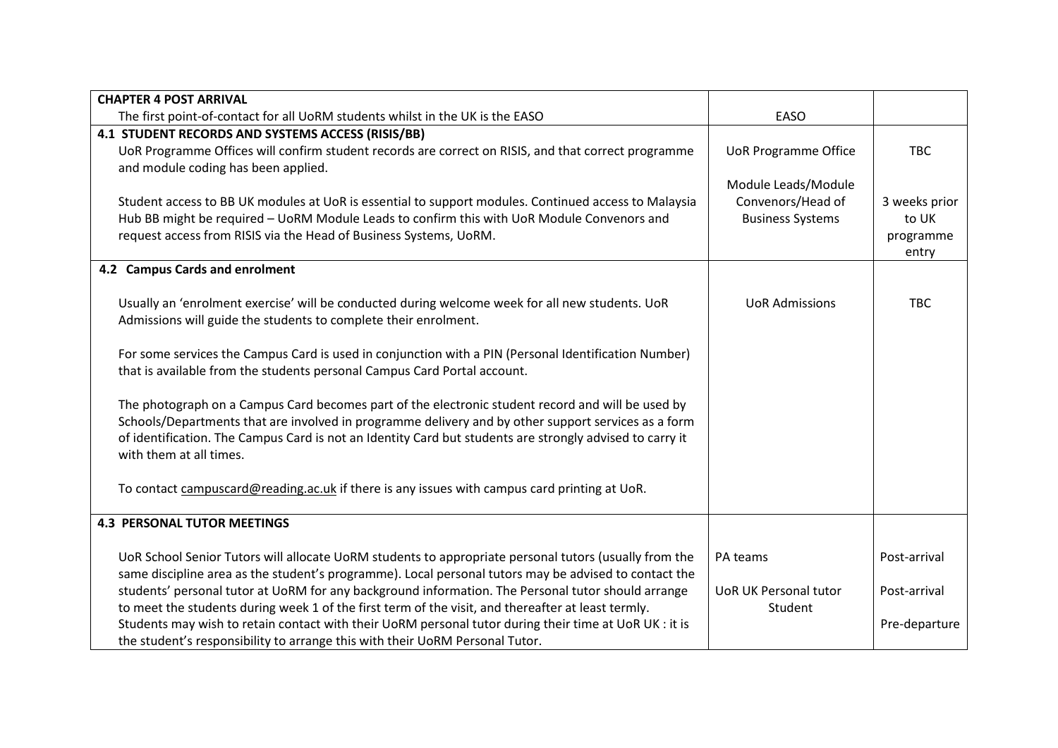| **CHAPTER 4 POST ARRIVAL** | | |
|---|---|---|
| The first point-of-contact for all UoRM students whilst in the UK is the EASO | EASO | |
| **4.1 STUDENT RECORDS AND SYSTEMS ACCESS (RISIS/BB)** | | |
| UoR Programme Offices will confirm student records are correct on RISIS, and that correct programme and module coding has been applied. | UoR Programme Office | TBC |
| Student access to BB UK modules at UoR is essential to support modules. Continued access to Malaysia Hub BB might be required – UoRM Module Leads to confirm this with UoR Module Convenors and request access from RISIS via the Head of Business Systems, UoRM. | Module Leads/Module Convenors/Head of Business Systems | 3 weeks prior to UK programme entry |
| **4.2 Campus Cards and enrolment** | | |
| Usually an 'enrolment exercise' will be conducted during welcome week for all new students. UoR Admissions will guide the students to complete their enrolment. | UoR Admissions | TBC |
| For some services the Campus Card is used in conjunction with a PIN (Personal Identification Number) that is available from the students personal Campus Card Portal account. | | |
| The photograph on a Campus Card becomes part of the electronic student record and will be used by Schools/Departments that are involved in programme delivery and by other support services as a form of identification. The Campus Card is not an Identity Card but students are strongly advised to carry it with them at all times. | | |
| To contact campuscard@reading.ac.uk if there is any issues with campus card printing at UoR. | | |
| **4.3 PERSONAL TUTOR MEETINGS** | | |
| UoR School Senior Tutors will allocate UoRM students to appropriate personal tutors (usually from the same discipline area as the student's programme). Local personal tutors may be advised to contact the students' personal tutor at UoRM for any background information. The Personal tutor should arrange to meet the students during week 1 of the first term of the visit, and thereafter at least termly. Students may wish to retain contact with their UoRM personal tutor during their time at UoR UK : it is the student's responsibility to arrange this with their UoRM Personal Tutor. | PA teams<br><br>UoR UK Personal tutor<br>Student | Post-arrival<br><br>Post-arrival<br><br>Pre-departure |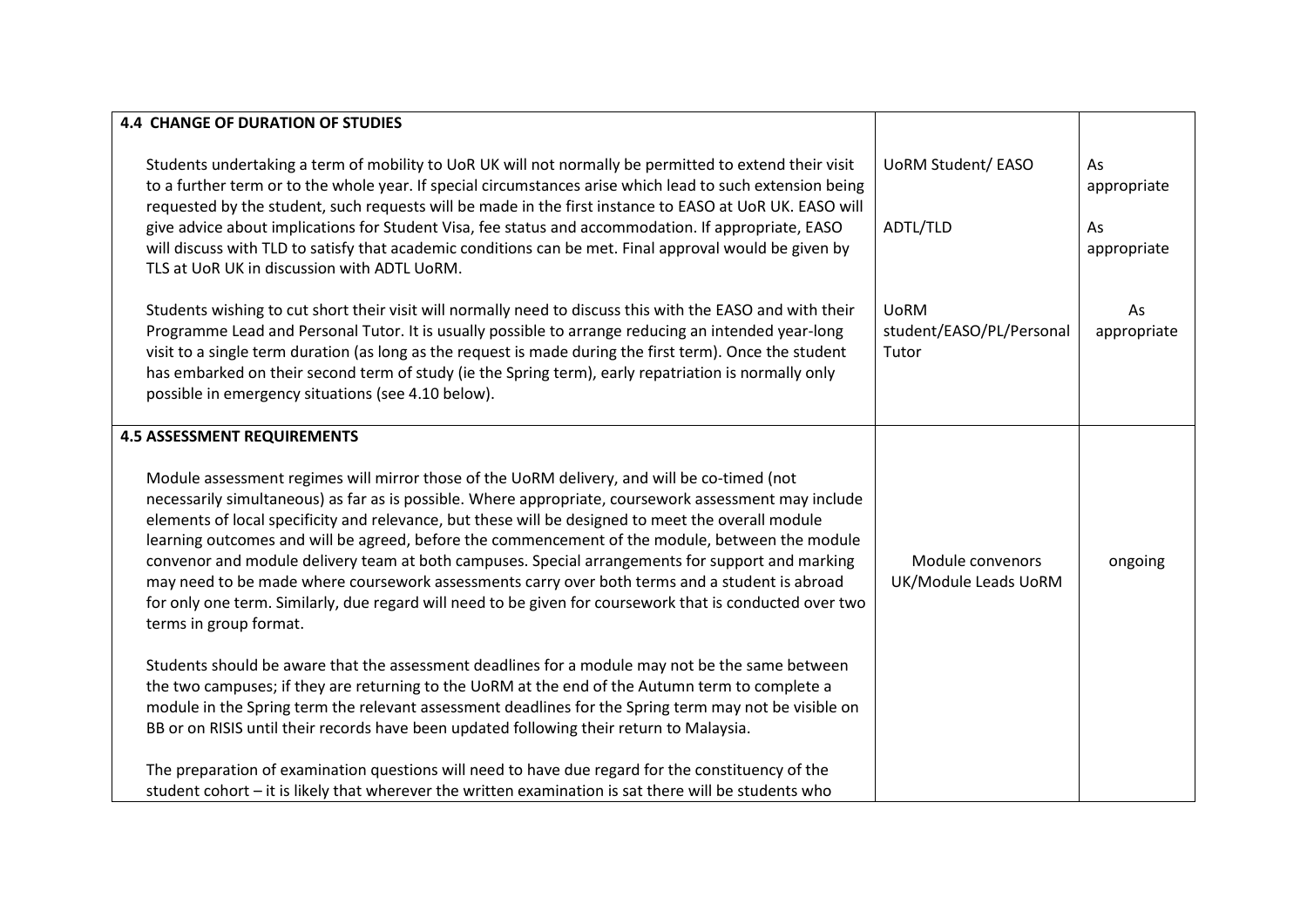| 4.4 CHANGE OF DURATION OF STUDIES | | |
| --- | --- | --- |
| Students undertaking a term of mobility to UoR UK will not normally be permitted to extend their visit to a further term or to the whole year. If special circumstances arise which lead to such extension being requested by the student, such requests will be made in the first instance to EASO at UoR UK. EASO will give advice about implications for Student Visa, fee status and accommodation. If appropriate, EASO will discuss with TLD to satisfy that academic conditions can be met. Final approval would be given by TLS at UoR UK in discussion with ADTL UoRM. | UoRM Student/ EASO<br><br>ADTL/TLD | As appropriate<br><br>As appropriate |
| Students wishing to cut short their visit will normally need to discuss this with the EASO and with their Programme Lead and Personal Tutor. It is usually possible to arrange reducing an intended year-long visit to a single term duration (as long as the request is made during the first term). Once the student has embarked on their second term of study (ie the Spring term), early repatriation is normally only possible in emergency situations (see 4.10 below). | UoRM student/EASO/PL/Personal Tutor | As appropriate |
| **4.5 ASSESSMENT REQUIREMENTS** | | |
| Module assessment regimes will mirror those of the UoRM delivery, and will be co-timed (not necessarily simultaneous) as far as is possible. Where appropriate, coursework assessment may include elements of local specificity and relevance, but these will be designed to meet the overall module learning outcomes and will be agreed, before the commencement of the module, between the module convenor and module delivery team at both campuses. Special arrangements for support and marking may need to be made where coursework assessments carry over both terms and a student is abroad for only one term. Similarly, due regard will need to be given for coursework that is conducted over two terms in group format.<br><br>Students should be aware that the assessment deadlines for a module may not be the same between the two campuses; if they are returning to the UoRM at the end of the Autumn term to complete a module in the Spring term the relevant assessment deadlines for the Spring term may not be visible on BB or on RISIS until their records have been updated following their return to Malaysia.<br><br>The preparation of examination questions will need to have due regard for the constituency of the student cohort – it is likely that wherever the written examination is sat there will be students who | Module convenors UK/Module Leads UoRM | ongoing |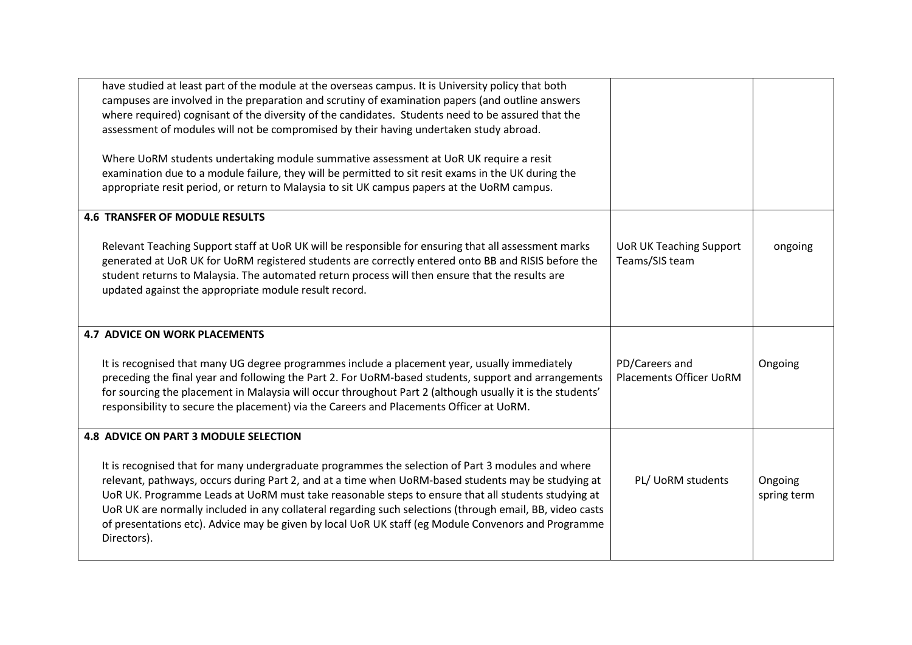| | | |
|---|---|---|
| have studied at least part of the module at the overseas campus. It is University policy that both campuses are involved in the preparation and scrutiny of examination papers (and outline answers where required) cognisant of the diversity of the candidates. Students need to be assured that the assessment of modules will not be compromised by their having undertaken study abroad.<br><br>Where UoRM students undertaking module summative assessment at UoR UK require a resit examination due to a module failure, they will be permitted to sit resit exams in the UK during the appropriate resit period, or return to Malaysia to sit UK campus papers at the UoRM campus. | | |
| **4.6 TRANSFER OF MODULE RESULTS**<br><br>Relevant Teaching Support staff at UoR UK will be responsible for ensuring that all assessment marks generated at UoR UK for UoRM registered students are correctly entered onto BB and RISIS before the student returns to Malaysia. The automated return process will then ensure that the results are updated against the appropriate module result record. | UoR UK Teaching Support Teams/SIS team | ongoing |
| **4.7 ADVICE ON WORK PLACEMENTS**<br><br>It is recognised that many UG degree programmes include a placement year, usually immediately preceding the final year and following the Part 2. For UoRM-based students, support and arrangements for sourcing the placement in Malaysia will occur throughout Part 2 (although usually it is the students' responsibility to secure the placement) via the Careers and Placements Officer at UoRM. | PD/Careers and Placements Officer UoRM | Ongoing |
| **4.8 ADVICE ON PART 3 MODULE SELECTION**<br><br>It is recognised that for many undergraduate programmes the selection of Part 3 modules and where relevant, pathways, occurs during Part 2, and at a time when UoRM-based students may be studying at UoR UK. Programme Leads at UoRM must take reasonable steps to ensure that all students studying at UoR UK are normally included in any collateral regarding such selections (through email, BB, video casts of presentations etc). Advice may be given by local UoR UK staff (eg Module Convenors and Programme Directors). | PL/ UoRM students | Ongoing spring term |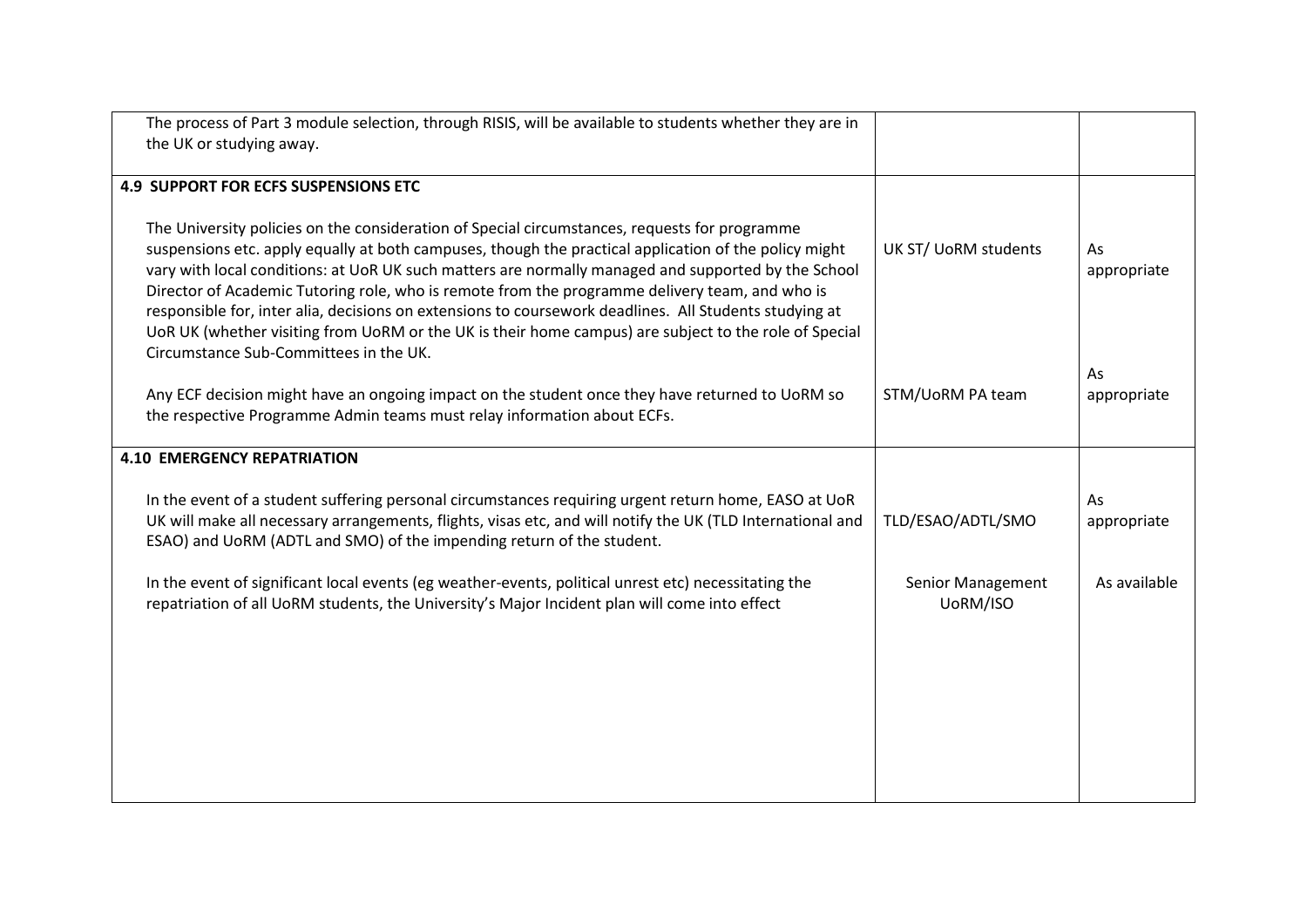| | | |
|---|---|---|
| The process of Part 3 module selection, through RISIS, will be available to students whether they are in the UK or studying away. | | |
| **4.9 SUPPORT FOR ECFS SUSPENSIONS ETC** | | |
| The University policies on the consideration of Special circumstances, requests for programme suspensions etc. apply equally at both campuses, though the practical application of the policy might vary with local conditions: at UoR UK such matters are normally managed and supported by the School Director of Academic Tutoring role, who is remote from the programme delivery team, and who is responsible for, inter alia, decisions on extensions to coursework deadlines. All Students studying at UoR UK (whether visiting from UoRM or the UK is their home campus) are subject to the role of Special Circumstance Sub-Committees in the UK. | UK ST/ UoRM students | As appropriate |
| Any ECF decision might have an ongoing impact on the student once they have returned to UoRM so the respective Programme Admin teams must relay information about ECFs. | STM/UoRM PA team | As appropriate |
| **4.10 EMERGENCY REPATRIATION** | | |
| In the event of a student suffering personal circumstances requiring urgent return home, EASO at UoR UK will make all necessary arrangements, flights, visas etc, and will notify the UK (TLD International and ESAO) and UoRM (ADTL and SMO) of the impending return of the student. | TLD/ESAO/ADTL/SMO | As appropriate |
| In the event of significant local events (eg weather-events, political unrest etc) necessitating the repatriation of all UoRM students, the University's Major Incident plan will come into effect | Senior Management UoRM/ISO | As available |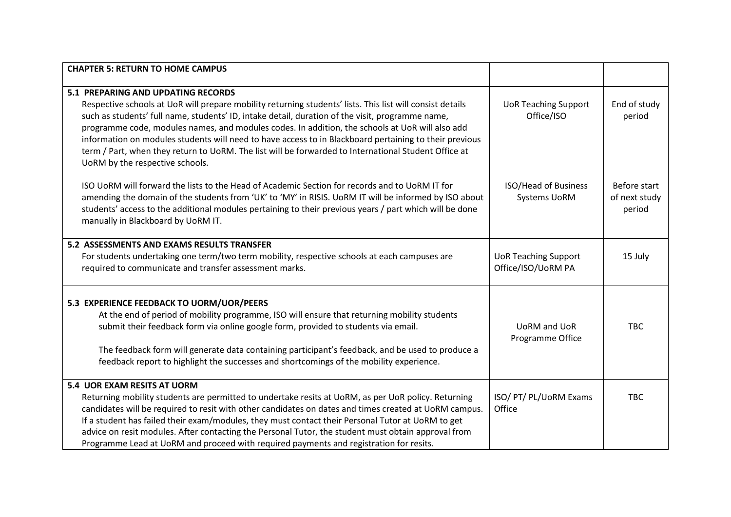| CHAPTER 5: RETURN TO HOME CAMPUS | | |
|---|---|---|
| **5.1 PREPARING AND UPDATING RECORDS**<br>Respective schools at UoR will prepare mobility returning students' lists. This list will consist details such as students' full name, students' ID, intake detail, duration of the visit, programme name, programme code, modules names, and modules codes. In addition, the schools at UoR will also add information on modules students will need to have access to in Blackboard pertaining to their previous term / Part, when they return to UoRM. The list will be forwarded to International Student Office at UoRM by the respective schools. | UoR Teaching Support Office/ISO | End of study period |
| ISO UoRM will forward the lists to the Head of Academic Section for records and to UoRM IT for amending the domain of the students from 'UK' to 'MY' in RISIS. UoRM IT will be informed by ISO about students' access to the additional modules pertaining to their previous years / part which will be done manually in Blackboard by UoRM IT. | ISO/Head of Business Systems UoRM | Before start of next study period |
| **5.2 ASSESSMENTS AND EXAMS RESULTS TRANSFER**<br>For students undertaking one term/two term mobility, respective schools at each campuses are required to communicate and transfer assessment marks. | UoR Teaching Support Office/ISO/UoRM PA | 15 July |
| **5.3 EXPERIENCE FEEDBACK TO UORM/UOR/PEERS**<br>At the end of period of mobility programme, ISO will ensure that returning mobility students submit their feedback form via online google form, provided to students via email.<br><br>The feedback form will generate data containing participant's feedback, and be used to produce a feedback report to highlight the successes and shortcomings of the mobility experience. | UoRM and UoR Programme Office | TBC |
| **5.4 UOR EXAM RESITS AT UORM**<br>Returning mobility students are permitted to undertake resits at UoRM, as per UoR policy. Returning candidates will be required to resit with other candidates on dates and times created at UoRM campus. If a student has failed their exam/modules, they must contact their Personal Tutor at UoRM to get advice on resit modules. After contacting the Personal Tutor, the student must obtain approval from Programme Lead at UoRM and proceed with required payments and registration for resits. | ISO/ PT/ PL/UoRM Exams Office | TBC |